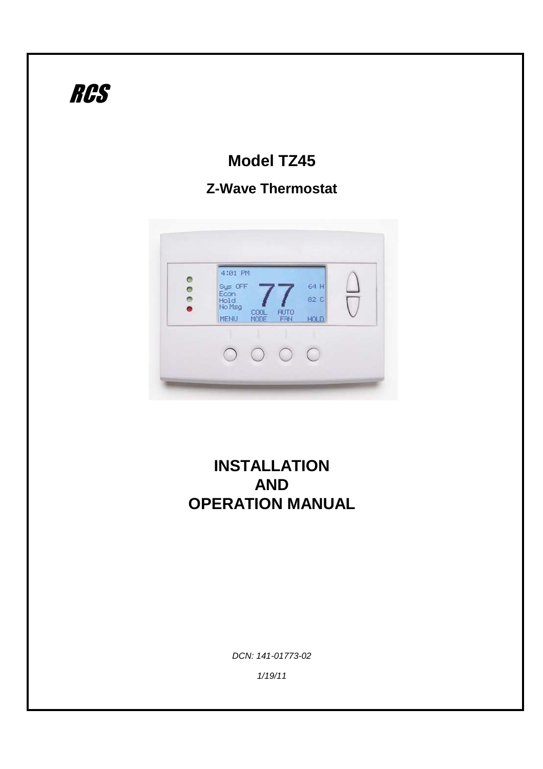*RCS*

# Model TZ45

## Z-Wave Thermostat

# INSTALLATION AND OPERATION MANUAL

*DCN: 141-01773-02*

*1/19/11*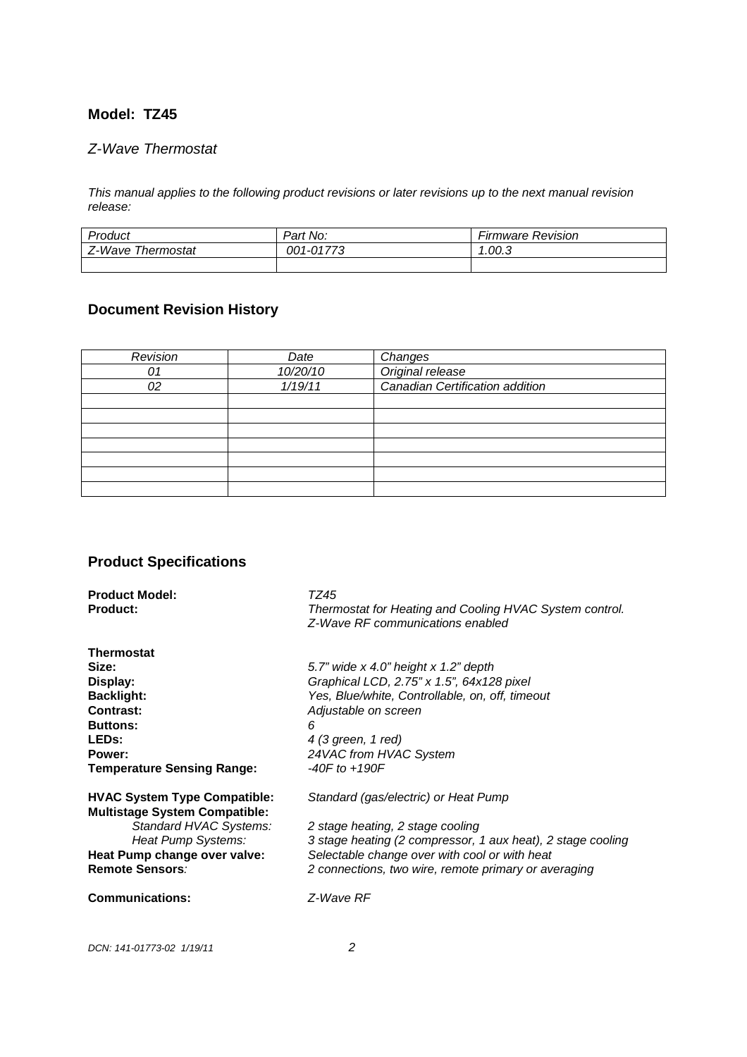## Model: TZ45

*Z-Wave Thermostat*

*This manual applies to the following product revisions or later revisions up to the next manual revision release:*

| *Product* | *Part No:* | *Firmware Revision* |
|---|---|---|
| *Z-Wave Thermostat* | *001-01773* | *1.00.3* |
| | | |

## Document Revision History

| *Revision* | *Date* | *Changes* |
|---|---|---|
| *01* | *10/20/10* | *Original release* |
| *02* | *1/19/11* | *Canadian Certification addition* |
| | | |
| | | |
| | | |
| | | |
| | | |
| | | |
| | | |

## Product Specifications

**Product Model:** *TZ45*
**Product:** *Thermostat for Heating and Cooling HVAC System control. Z-Wave RF communications enabled*

**Thermostat**
**Size:** *5.7" wide x 4.0" height x 1.2" depth*
**Display:** *Graphical LCD, 2.75" x 1.5", 64x128 pixel*
**Backlight:** *Yes, Blue/white, Controllable, on, off, timeout*
**Contrast:** *Adjustable on screen*
**Buttons:** *6*
**LEDs:** *4 (3 green, 1 red)*
**Power:** *24VAC from HVAC System*
**Temperature Sensing Range:** *-40F to +190F*

**HVAC System Type Compatible:** *Standard (gas/electric) or Heat Pump*
**Multistage System Compatible:**
*Standard HVAC Systems:* *2 stage heating, 2 stage cooling*
*Heat Pump Systems:* *3 stage heating (2 compressor, 1 aux heat), 2 stage cooling*
**Heat Pump change over valve:** *Selectable change over with cool or with heat*
**Remote Sensors***:* *2 connections, two wire, remote primary or averaging*

**Communications:** *Z-Wave RF*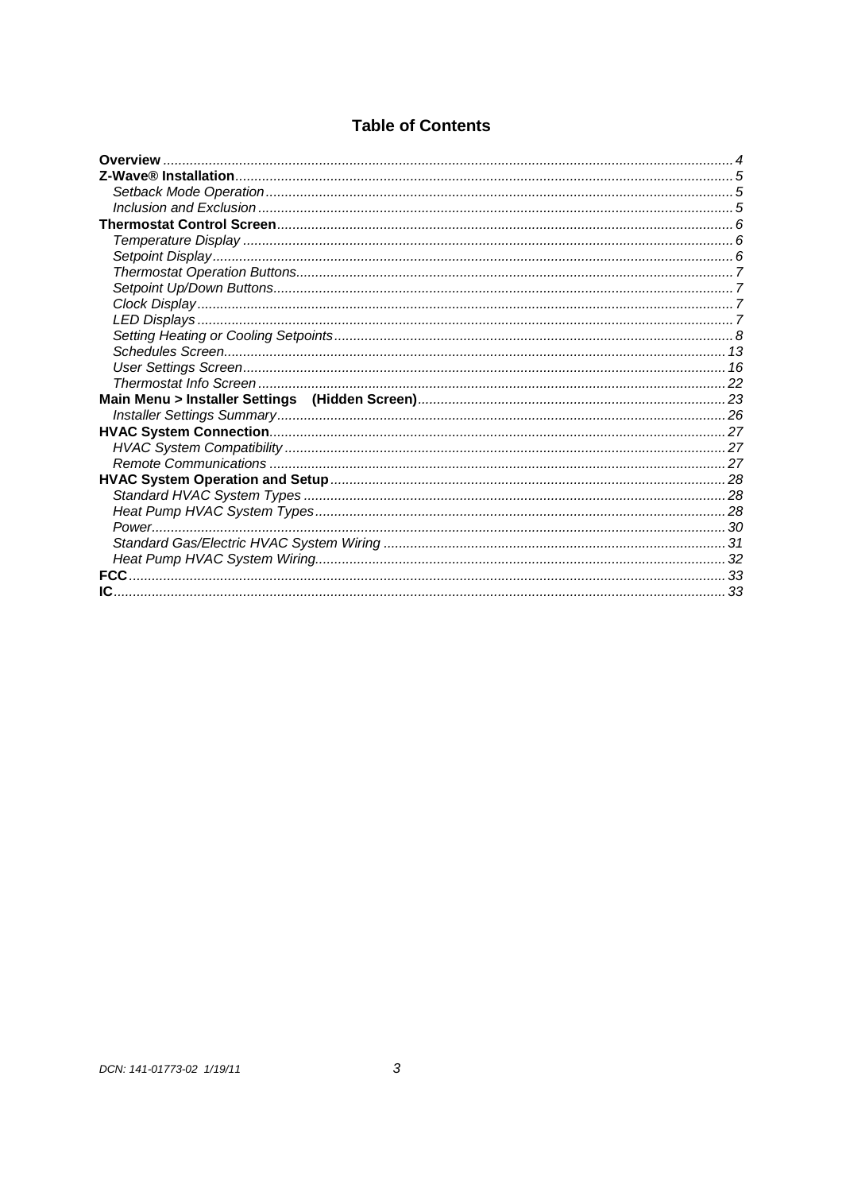# Table of Contents

**Overview** .......... 4
**Z-Wave® Installation** .......... 5
- *Setback Mode Operation* .......... 5
- *Inclusion and Exclusion* .......... 5

**Thermostat Control Screen** .......... 6
- *Temperature Display* .......... 6
- *Setpoint Display* .......... 6
- *Thermostat Operation Buttons* .......... 7
- *Setpoint Up/Down Buttons* .......... 7
- *Clock Display* .......... 7
- *LED Displays* .......... 7
- *Setting Heating or Cooling Setpoints* .......... 8
- *Schedules Screen* .......... 13
- *User Settings Screen* .......... 16
- *Thermostat Info Screen* .......... 22

**Main Menu > Installer Settings (Hidden Screen)** .......... 23
- *Installer Settings Summary* .......... 26

**HVAC System Connection** .......... 27
- *HVAC System Compatibility* .......... 27
- *Remote Communications* .......... 27

**HVAC System Operation and Setup** .......... 28
- *Standard HVAC System Types* .......... 28
- *Heat Pump HVAC System Types* .......... 28
- *Power* .......... 30
- *Standard Gas/Electric HVAC System Wiring* .......... 31
- *Heat Pump HVAC System Wiring* .......... 32

**FCC** .......... 33
**IC** .......... 33

DCN: 141-01773-02 1/19/11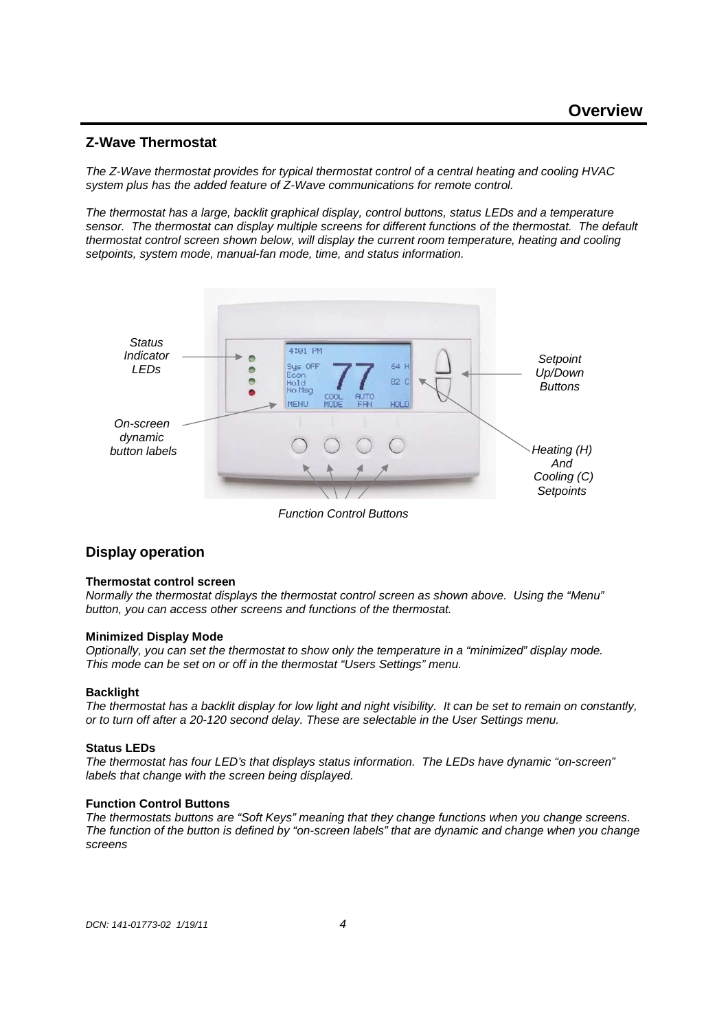# Overview

## Z-Wave Thermostat

*The Z-Wave thermostat provides for typical thermostat control of a central heating and cooling HVAC system plus has the added feature of Z-Wave communications for remote control.*

*The thermostat has a large, backlit graphical display, control buttons, status LEDs and a temperature sensor. The thermostat can display multiple screens for different functions of the thermostat. The default thermostat control screen shown below, will display the current room temperature, heating and cooling setpoints, system mode, manual-fan mode, time, and status information.*

*Status Indicator LEDs*

*On-screen dynamic button labels*

*Setpoint Up/Down Buttons*

*Heating (H) And Cooling (C) Setpoints*

*Function Control Buttons*

## Display operation

**Thermostat control screen**
*Normally the thermostat displays the thermostat control screen as shown above. Using the "Menu" button, you can access other screens and functions of the thermostat.*

**Minimized Display Mode**
*Optionally, you can set the thermostat to show only the temperature in a "minimized" display mode. This mode can be set on or off in the thermostat "Users Settings" menu.*

**Backlight**
*The thermostat has a backlit display for low light and night visibility. It can be set to remain on constantly, or to turn off after a 20-120 second delay. These are selectable in the User Settings menu.*

**Status LEDs**
*The thermostat has four LED's that displays status information. The LEDs have dynamic "on-screen" labels that change with the screen being displayed.*

**Function Control Buttons**
*The thermostats buttons are "Soft Keys" meaning that they change functions when you change screens. The function of the button is defined by "on-screen labels" that are dynamic and change when you change screens*

*DCN: 141-01773-02 1/19/11*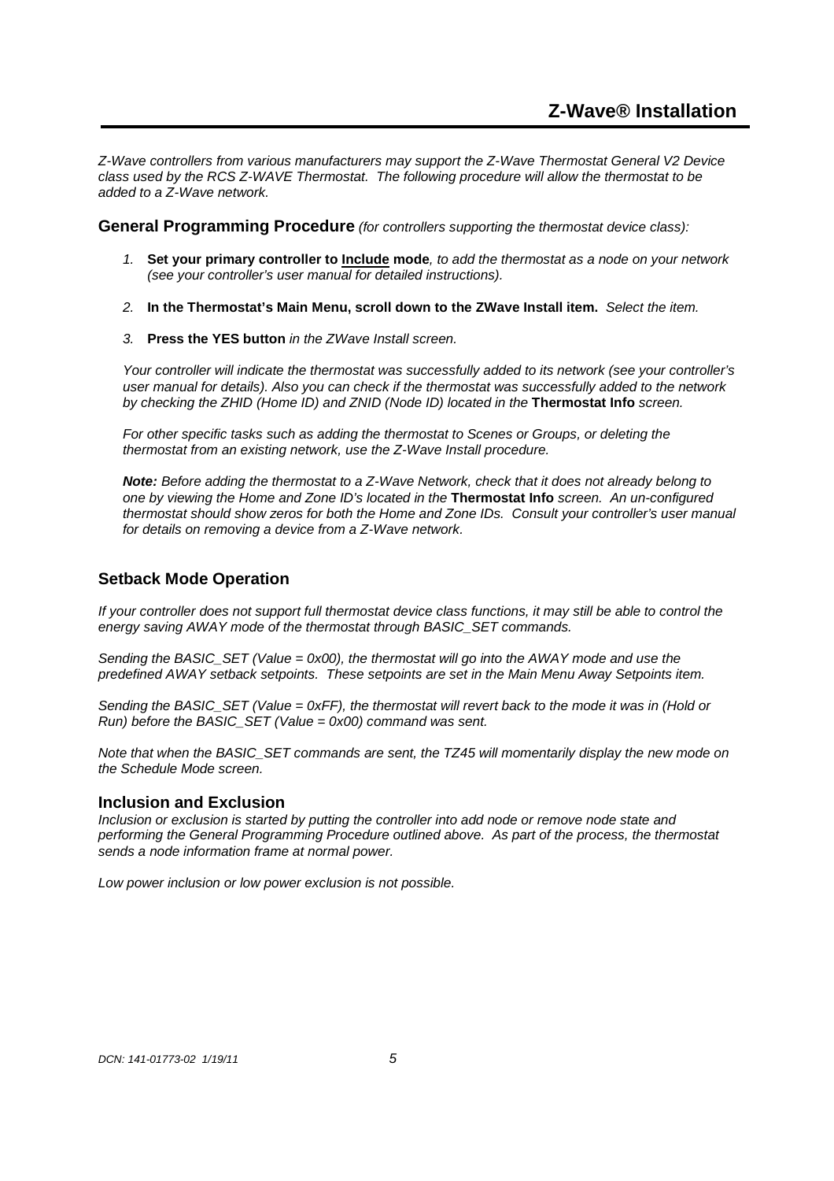# Z-Wave® Installation

*Z-Wave controllers from various manufacturers may support the Z-Wave Thermostat General V2 Device class used by the RCS Z-WAVE Thermostat. The following procedure will allow the thermostat to be added to a Z-Wave network.*

## General Programming Procedure *(for controllers supporting the thermostat device class):*

1. **Set your primary controller to Include mode***, to add the thermostat as a node on your network (see your controller's user manual for detailed instructions).*
2. **In the Thermostat's Main Menu, scroll down to the ZWave Install item.** *Select the item.*
3. **Press the YES button** *in the ZWave Install screen.*

*Your controller will indicate the thermostat was successfully added to its network (see your controller's user manual for details). Also you can check if the thermostat was successfully added to the network by checking the ZHID (Home ID) and ZNID (Node ID) located in the* **Thermostat Info** *screen.*

*For other specific tasks such as adding the thermostat to Scenes or Groups, or deleting the thermostat from an existing network, use the Z-Wave Install procedure.*

***Note:*** *Before adding the thermostat to a Z-Wave Network, check that it does not already belong to one by viewing the Home and Zone ID's located in the* **Thermostat Info** *screen. An un-configured thermostat should show zeros for both the Home and Zone IDs. Consult your controller's user manual for details on removing a device from a Z-Wave network.*

## Setback Mode Operation

*If your controller does not support full thermostat device class functions, it may still be able to control the energy saving AWAY mode of the thermostat through BASIC_SET commands.*

*Sending the BASIC_SET (Value = 0x00), the thermostat will go into the AWAY mode and use the predefined AWAY setback setpoints. These setpoints are set in the Main Menu Away Setpoints item.*

*Sending the BASIC_SET (Value = 0xFF), the thermostat will revert back to the mode it was in (Hold or Run) before the BASIC_SET (Value = 0x00) command was sent.*

*Note that when the BASIC_SET commands are sent, the TZ45 will momentarily display the new mode on the Schedule Mode screen.*

## Inclusion and Exclusion

*Inclusion or exclusion is started by putting the controller into add node or remove node state and performing the General Programming Procedure outlined above. As part of the process, the thermostat sends a node information frame at normal power.*

*Low power inclusion or low power exclusion is not possible.*

*DCN: 141-01773-02 1/19/11*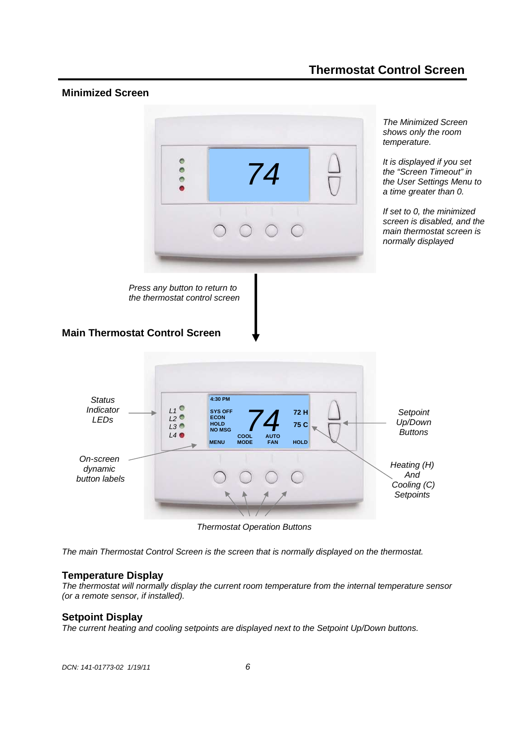# Thermostat Control Screen

## Minimized Screen

*The Minimized Screen shows only the room temperature.*

*It is displayed if you set the "Screen Timeout" in the User Settings Menu to a time greater than 0.*

*If set to 0, the minimized screen is disabled, and the main thermostat screen is normally displayed*

*Press any button to return to the thermostat control screen*

## Main Thermostat Control Screen

*Status Indicator LEDs*

*On-screen dynamic button labels*

*Setpoint Up/Down Buttons*

*Heating (H) And Cooling (C) Setpoints*

*Thermostat Operation Buttons*

*The main Thermostat Control Screen is the screen that is normally displayed on the thermostat.*

### Temperature Display

*The thermostat will normally display the current room temperature from the internal temperature sensor (or a remote sensor, if installed).*

### Setpoint Display

*The current heating and cooling setpoints are displayed next to the Setpoint Up/Down buttons.*

*DCN: 141-01773-02 1/19/11*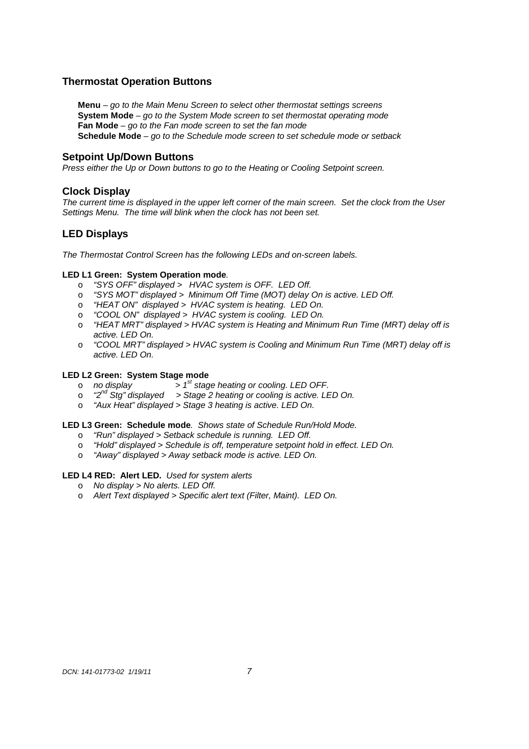## Thermostat Operation Buttons

**Menu** – *go to the Main Menu Screen to select other thermostat settings screens*
**System Mode** – *go to the System Mode screen to set thermostat operating mode*
**Fan Mode** – *go to the Fan mode screen to set the fan mode*
**Schedule Mode** – *go to the Schedule mode screen to set schedule mode or setback*

## Setpoint Up/Down Buttons

*Press either the Up or Down buttons to go to the Heating or Cooling Setpoint screen.*

## Clock Display

*The current time is displayed in the upper left corner of the main screen. Set the clock from the User Settings Menu. The time will blink when the clock has not been set.*

## LED Displays

*The Thermostat Control Screen has the following LEDs and on-screen labels.*

**LED L1 Green: System Operation mode***.*

- *"SYS OFF" displayed > HVAC system is OFF. LED Off.*
- *"SYS MOT" displayed > Minimum Off Time (MOT) delay On is active. LED Off.*
- *"HEAT ON" displayed > HVAC system is heating. LED On.*
- *"COOL ON" displayed > HVAC system is cooling. LED On.*
- *"HEAT MRT" displayed > HVAC system is Heating and Minimum Run Time (MRT) delay off is active. LED On.*
- *"COOL MRT" displayed > HVAC system is Cooling and Minimum Run Time (MRT) delay off is active. LED On.*

**LED L2 Green: System Stage mode**

- *no display > 1st stage heating or cooling. LED OFF.*
- *"2nd Stg" displayed > Stage 2 heating or cooling is active. LED On.*
- *"Aux Heat" displayed > Stage 3 heating is active. LED On.*

**LED L3 Green: Schedule mode***. Shows state of Schedule Run/Hold Mode.*

- *"Run" displayed > Setback schedule is running. LED Off.*
- *"Hold" displayed > Schedule is off, temperature setpoint hold in effect. LED On.*
- *"Away" displayed > Away setback mode is active. LED On.*

**LED L4 RED: Alert LED.** *Used for system alerts*

- *No display > No alerts. LED Off.*
- *Alert Text displayed > Specific alert text (Filter, Maint). LED On.*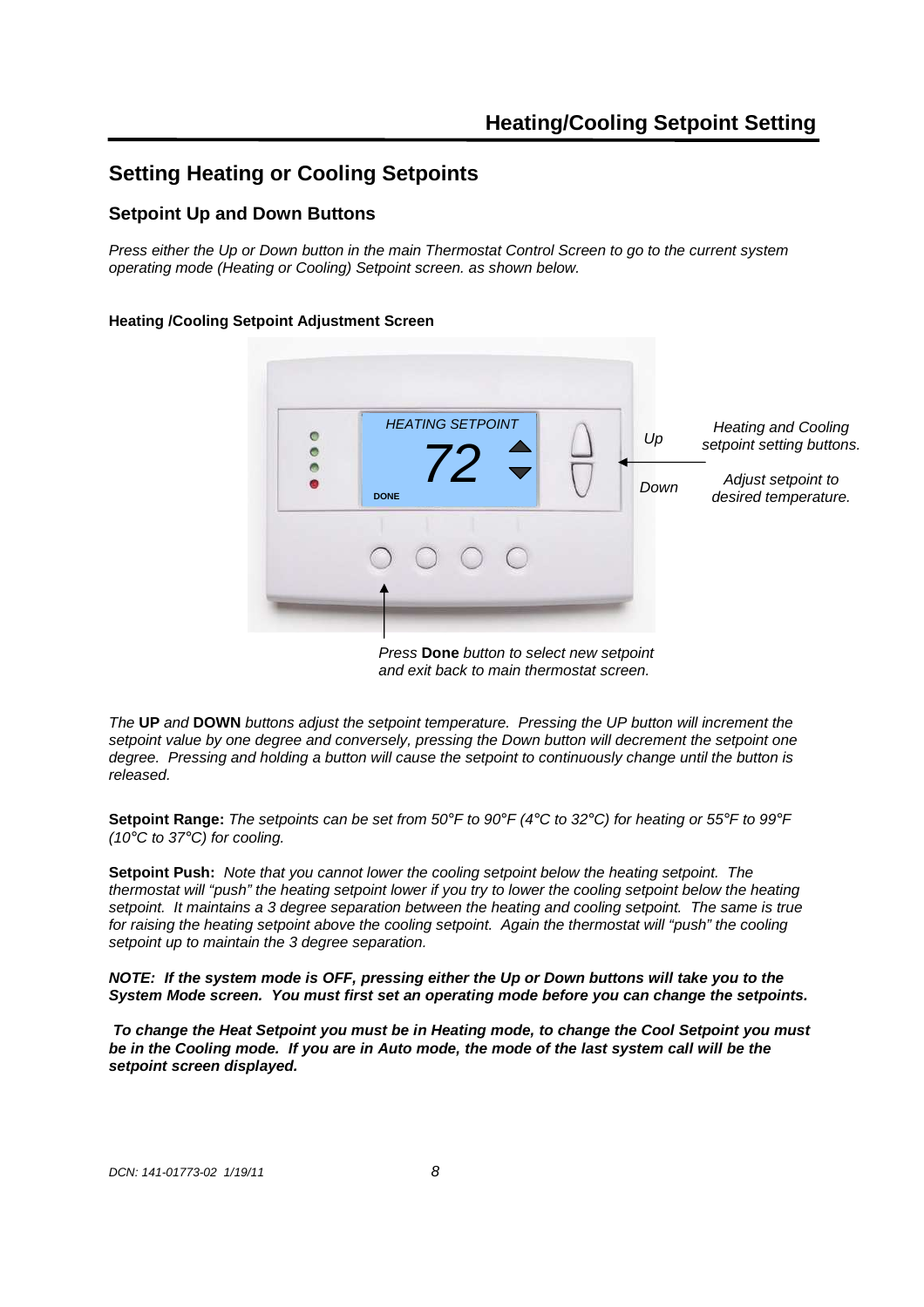## Heating/Cooling Setpoint Setting

# Setting Heating or Cooling Setpoints

## Setpoint Up and Down Buttons

*Press either the Up or Down button in the main Thermostat Control Screen to go to the current system operating mode (Heating or Cooling) Setpoint screen. as shown below.*

**Heating /Cooling Setpoint Adjustment Screen**

HEATING SETPOINT

72

DONE

*Up*

*Down*

*Heating and Cooling setpoint setting buttons.*

*Adjust setpoint to desired temperature.*

*Press* **Done** *button to select new setpoint and exit back to main thermostat screen.*

*The* **UP** *and* **DOWN** *buttons adjust the setpoint temperature. Pressing the UP button will increment the setpoint value by one degree and conversely, pressing the Down button will decrement the setpoint one degree. Pressing and holding a button will cause the setpoint to continuously change until the button is released.*

**Setpoint Range:** *The setpoints can be set from 50°F to 90°F (4°C to 32°C) for heating or 55°F to 99°F (10°C to 37°C) for cooling.*

**Setpoint Push:** *Note that you cannot lower the cooling setpoint below the heating setpoint. The thermostat will "push" the heating setpoint lower if you try to lower the cooling setpoint below the heating setpoint. It maintains a 3 degree separation between the heating and cooling setpoint. The same is true for raising the heating setpoint above the cooling setpoint. Again the thermostat will "push" the cooling setpoint up to maintain the 3 degree separation.*

***NOTE: If the system mode is OFF, pressing either the Up or Down buttons will take you to the System Mode screen. You must first set an operating mode before you can change the setpoints.***

***To change the Heat Setpoint you must be in Heating mode, to change the Cool Setpoint you must be in the Cooling mode. If you are in Auto mode, the mode of the last system call will be the setpoint screen displayed.***

*DCN: 141-01773-02 1/19/11*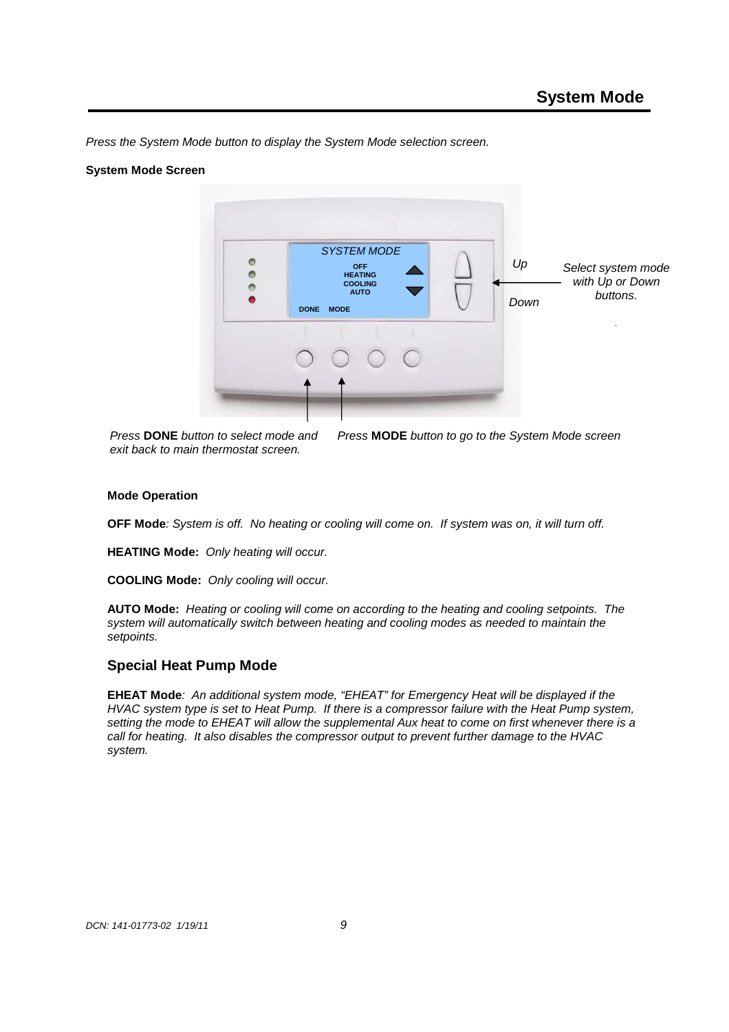# System Mode

*Press the System Mode button to display the System Mode selection screen.*

**System Mode Screen**

SYSTEM MODE

OFF
HEATING
COOLING
AUTO

DONE MODE

*Up*

*Down*

*Select system mode with Up or Down buttons.*

*Press* **DONE** *button to select mode and exit back to main thermostat screen.*

*Press* **MODE** *button to go to the System Mode screen*

**Mode Operation**

**OFF Mode**: *System is off. No heating or cooling will come on. If system was on, it will turn off.*

**HEATING Mode:** *Only heating will occur.*

**COOLING Mode:** *Only cooling will occur.*

**AUTO Mode:** *Heating or cooling will come on according to the heating and cooling setpoints. The system will automatically switch between heating and cooling modes as needed to maintain the setpoints.*

## Special Heat Pump Mode

**EHEAT Mode**: *An additional system mode, "EHEAT" for Emergency Heat will be displayed if the HVAC system type is set to Heat Pump. If there is a compressor failure with the Heat Pump system, setting the mode to EHEAT will allow the supplemental Aux heat to come on first whenever there is a call for heating. It also disables the compressor output to prevent further damage to the HVAC system.*

DCN: 141-01773-02 1/19/11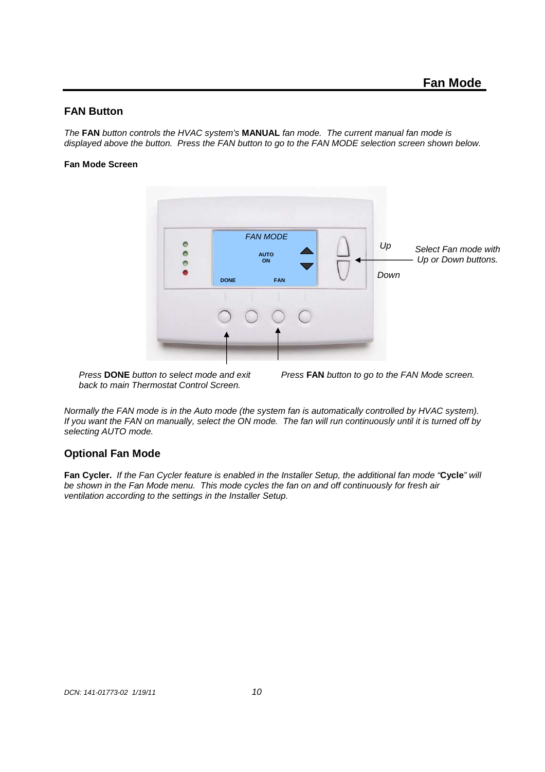# Fan Mode

## FAN Button

*The* **FAN** *button controls the HVAC system's* **MANUAL** *fan mode. The current manual fan mode is displayed above the button. Press the FAN button to go to the FAN MODE selection screen shown below.*

**Fan Mode Screen**

FAN MODE

AUTO
ON

DONE FAN

*Up*

*Down*

*Select Fan mode with Up or Down buttons.*

*Press* **DONE** *button to select mode and exit back to main Thermostat Control Screen.*

*Press* **FAN** *button to go to the FAN Mode screen.*

*Normally the FAN mode is in the Auto mode (the system fan is automatically controlled by HVAC system). If you want the FAN on manually, select the ON mode. The fan will run continuously until it is turned off by selecting AUTO mode.*

## Optional Fan Mode

**Fan Cycler.** *If the Fan Cycler feature is enabled in the Installer Setup, the additional fan mode "***Cycle***" will be shown in the Fan Mode menu. This mode cycles the fan on and off continuously for fresh air ventilation according to the settings in the Installer Setup.*

DCN: 141-01773-02 1/19/11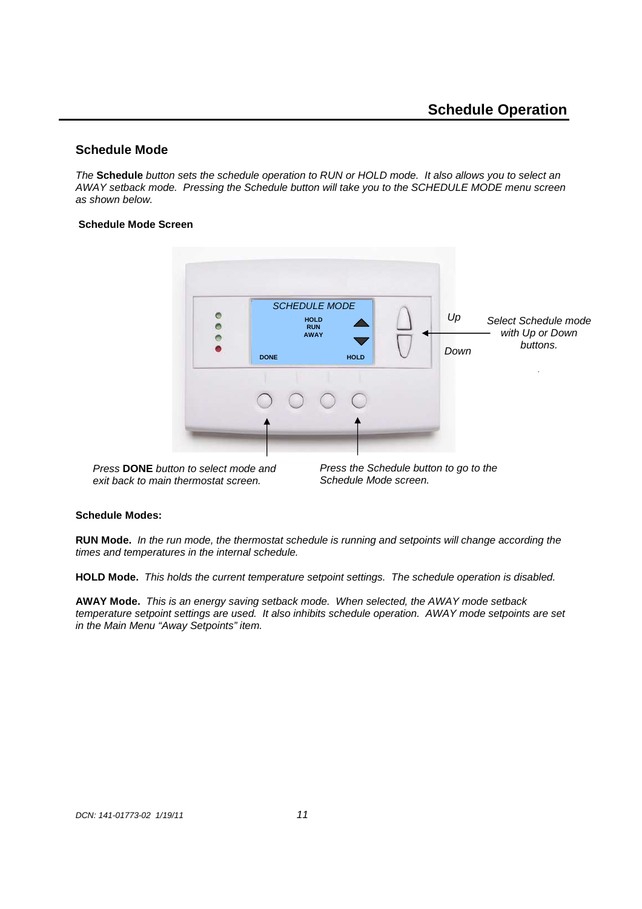# Schedule Operation

## Schedule Mode

*The* **Schedule** *button sets the schedule operation to RUN or HOLD mode. It also allows you to select an AWAY setback mode. Pressing the Schedule button will take you to the SCHEDULE MODE menu screen as shown below.*

**Schedule Mode Screen**

SCHEDULE MODE
HOLD
RUN
AWAY
DONE
HOLD

*Up*

*Down*

*Select Schedule mode with Up or Down buttons.*

*Press* **DONE** *button to select mode and exit back to main thermostat screen.*

*Press the Schedule button to go to the Schedule Mode screen.*

**Schedule Modes:**

**RUN Mode.** *In the run mode, the thermostat schedule is running and setpoints will change according the times and temperatures in the internal schedule.*

**HOLD Mode.** *This holds the current temperature setpoint settings. The schedule operation is disabled.*

**AWAY Mode.** *This is an energy saving setback mode. When selected, the AWAY mode setback temperature setpoint settings are used. It also inhibits schedule operation. AWAY mode setpoints are set in the Main Menu "Away Setpoints" item.*

DCN: 141-01773-02 1/19/11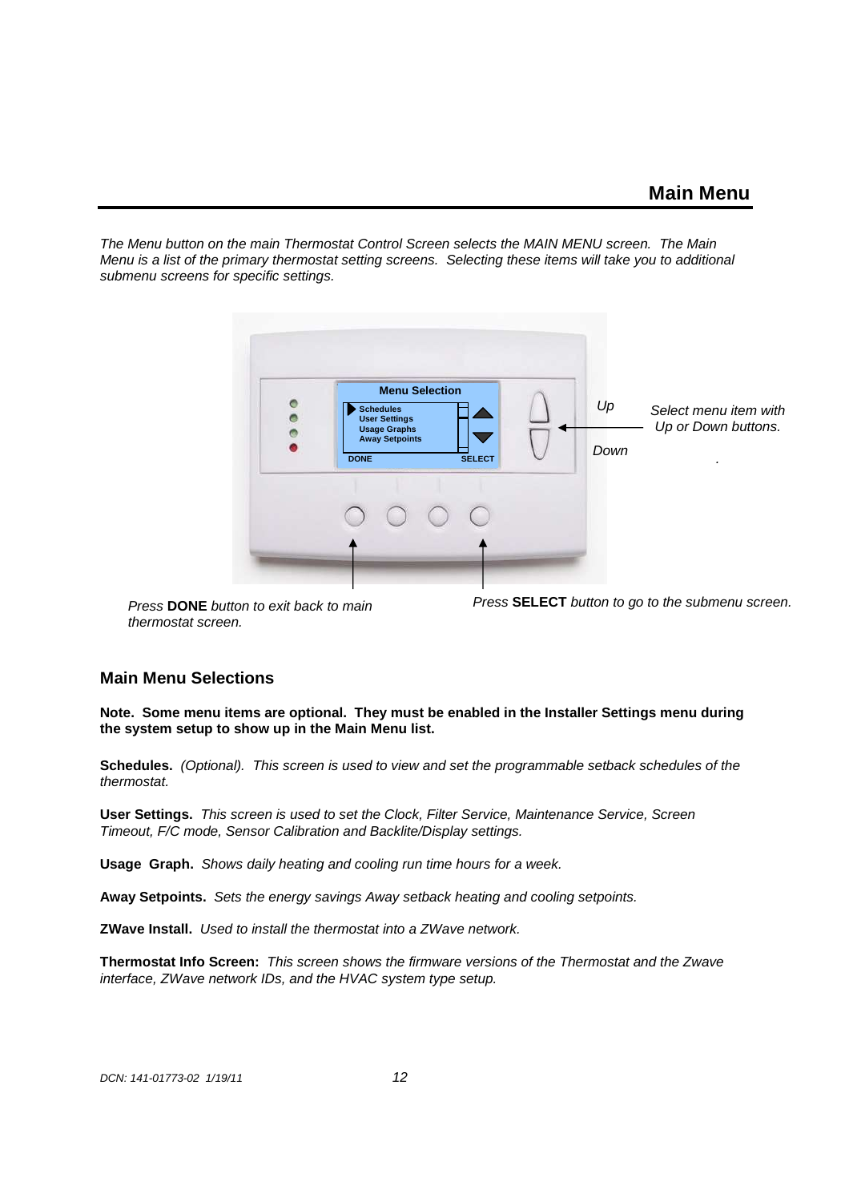# Main Menu

*The Menu button on the main Thermostat Control Screen selects the MAIN MENU screen. The Main Menu is a list of the primary thermostat setting screens. Selecting these items will take you to additional submenu screens for specific settings.*

Menu Selection

Schedules
User Settings
Usage Graphs
Away Setpoints

DONE SELECT

*Up*

*Down*

*Select menu item with Up or Down buttons.*

*Press* **DONE** *button to exit back to main thermostat screen.*

*Press* **SELECT** *button to go to the submenu screen.*

## Main Menu Selections

**Note. Some menu items are optional. They must be enabled in the Installer Settings menu during the system setup to show up in the Main Menu list.**

**Schedules.** *(Optional). This screen is used to view and set the programmable setback schedules of the thermostat.*

**User Settings.** *This screen is used to set the Clock, Filter Service, Maintenance Service, Screen Timeout, F/C mode, Sensor Calibration and Backlite/Display settings.*

**Usage Graph.** *Shows daily heating and cooling run time hours for a week.*

**Away Setpoints.** *Sets the energy savings Away setback heating and cooling setpoints.*

**ZWave Install.** *Used to install the thermostat into a ZWave network.*

**Thermostat Info Screen:** *This screen shows the firmware versions of the Thermostat and the Zwave interface, ZWave network IDs, and the HVAC system type setup.*

*DCN: 141-01773-02 1/19/11*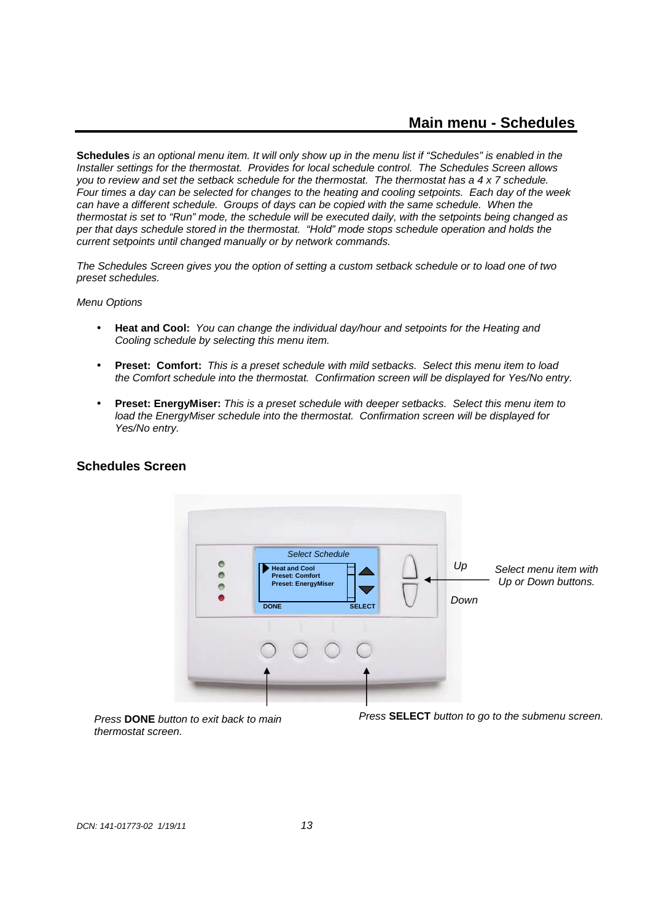## Main menu - Schedules

**Schedules** *is an optional menu item. It will only show up in the menu list if "Schedules" is enabled in the Installer settings for the thermostat. Provides for local schedule control. The Schedules Screen allows you to review and set the setback schedule for the thermostat. The thermostat has a 4 x 7 schedule. Four times a day can be selected for changes to the heating and cooling setpoints. Each day of the week can have a different schedule. Groups of days can be copied with the same schedule. When the thermostat is set to "Run" mode, the schedule will be executed daily, with the setpoints being changed as per that days schedule stored in the thermostat. "Hold" mode stops schedule operation and holds the current setpoints until changed manually or by network commands.*

*The Schedules Screen gives you the option of setting a custom setback schedule or to load one of two preset schedules.*

*Menu Options*

- **Heat and Cool:** *You can change the individual day/hour and setpoints for the Heating and Cooling schedule by selecting this menu item.*
- **Preset: Comfort:** *This is a preset schedule with mild setbacks. Select this menu item to load the Comfort schedule into the thermostat. Confirmation screen will be displayed for Yes/No entry.*
- **Preset: EnergyMiser:** *This is a preset schedule with deeper setbacks. Select this menu item to load the EnergyMiser schedule into the thermostat. Confirmation screen will be displayed for Yes/No entry.*

### Schedules Screen

Select Schedule

Heat and Cool
Preset: Comfort
Preset: EnergyMiser

DONE SELECT

*Up*

*Down*

*Select menu item with Up or Down buttons.*

*Press* **DONE** *button to exit back to main thermostat screen.*

*Press* **SELECT** *button to go to the submenu screen.*

*DCN: 141-01773-02 1/19/11*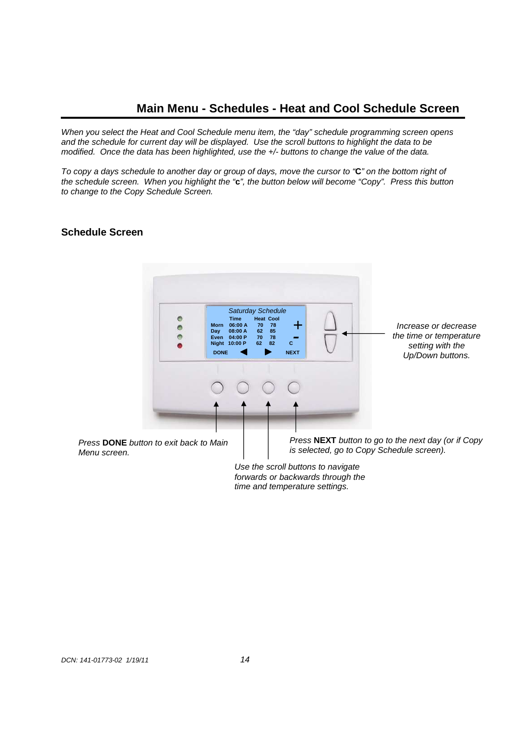## Main Menu - Schedules - Heat and Cool Schedule Screen

*When you select the Heat and Cool Schedule menu item, the "day" schedule programming screen opens and the schedule for current day will be displayed. Use the scroll buttons to highlight the data to be modified. Once the data has been highlighted, use the +/- buttons to change the value of the data.*

*To copy a days schedule to another day or group of days, move the cursor to "***C***" on the bottom right of the schedule screen. When you highlight the "***c***", the button below will become "Copy". Press this button to change to the Copy Schedule Screen.*

### Schedule Screen

*Saturday Schedule*

| | Time | Heat | Cool |
|---|---|---|---|
| Morn | 06:00 A | 70 | 78 |
| Day | 08:00 A | 62 | 85 |
| Even | 04:00 P | 70 | 78 |
| Night | 10:00 P | 62 | 82 |

DONE ◀ ▶ C NEXT

*Increase or decrease the time or temperature setting with the Up/Down buttons.*

*Press* **DONE** *button to exit back to Main Menu screen.*

*Press* **NEXT** *button to go to the next day (or if Copy is selected, go to Copy Schedule screen).*

*Use the scroll buttons to navigate forwards or backwards through the time and temperature settings.*

DCN: 141-01773-02 1/19/11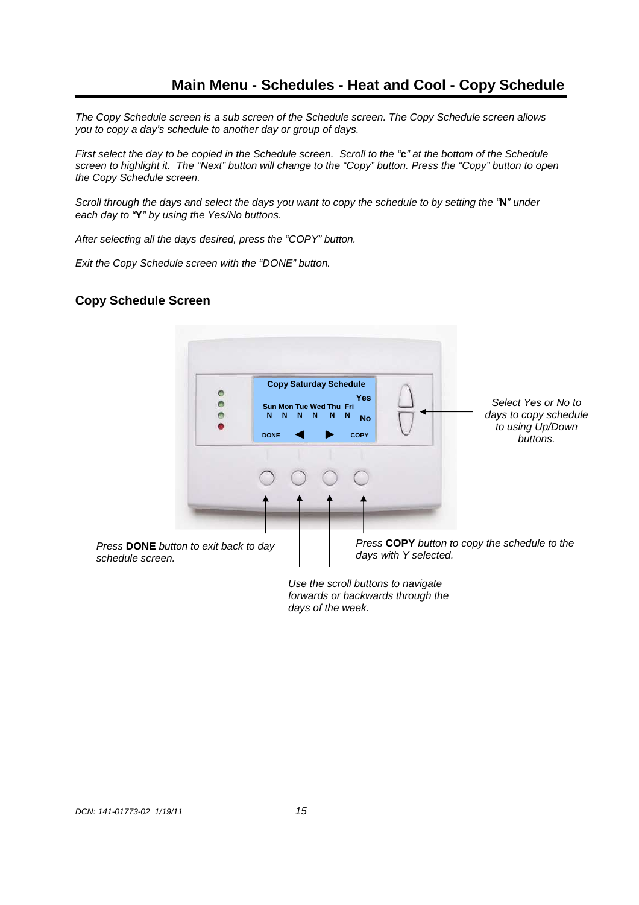## Main Menu - Schedules - Heat and Cool - Copy Schedule

*The Copy Schedule screen is a sub screen of the Schedule screen. The Copy Schedule screen allows you to copy a day's schedule to another day or group of days.*

*First select the day to be copied in the Schedule screen. Scroll to the "**c**" at the bottom of the Schedule screen to highlight it. The "Next" button will change to the "Copy" button. Press the "Copy" button to open the Copy Schedule screen.*

*Scroll through the days and select the days you want to copy the schedule to by setting the "**N**" under each day to "**Y**" by using the Yes/No buttons.*

*After selecting all the days desired, press the "COPY" button.*

*Exit the Copy Schedule screen with the "DONE" button.*

### Copy Schedule Screen

**Copy Saturday Schedule**

Sun Mon Tue Wed Thu Fri
N N N N N N

Yes
No

DONE ◀ ▶ COPY

*Select Yes or No to days to copy schedule to using Up/Down buttons.*

*Press **DONE** button to exit back to day schedule screen.*

*Press **COPY** button to copy the schedule to the days with Y selected.*

*Use the scroll buttons to navigate forwards or backwards through the days of the week.*

*DCN: 141-01773-02 1/19/11*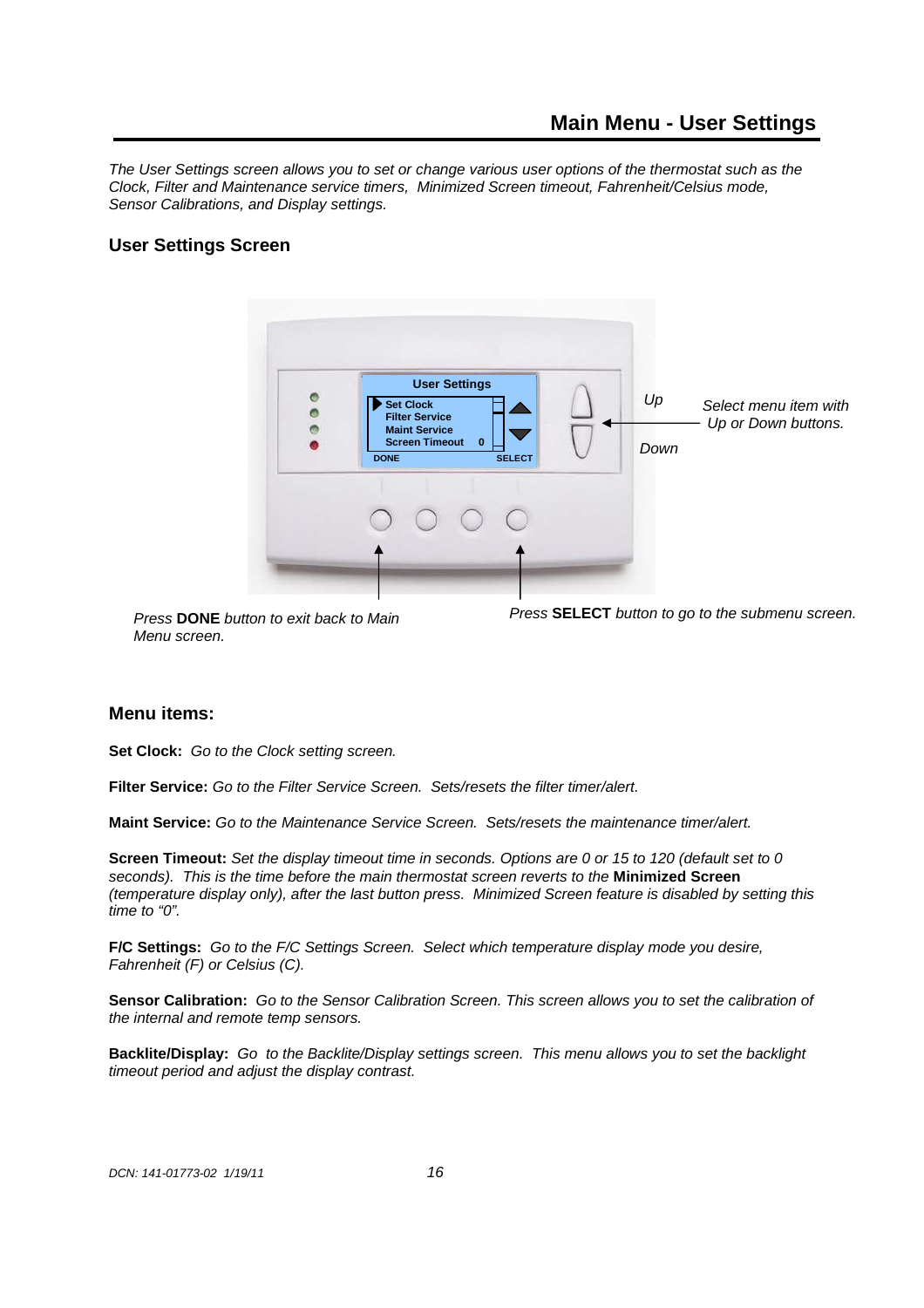## Main Menu - User Settings

*The User Settings screen allows you to set or change various user options of the thermostat such as the Clock, Filter and Maintenance service timers, Minimized Screen timeout, Fahrenheit/Celsius mode, Sensor Calibrations, and Display settings.*

### User Settings Screen

User Settings
Set Clock
Filter Service
Maint Service
Screen Timeout 0
DONE SELECT

*Up*

*Down*

*Select menu item with Up or Down buttons.*

*Press* **DONE** *button to exit back to Main Menu screen.*

*Press* **SELECT** *button to go to the submenu screen.*

### Menu items:

**Set Clock:** *Go to the Clock setting screen.*

**Filter Service:** *Go to the Filter Service Screen. Sets/resets the filter timer/alert.*

**Maint Service:** *Go to the Maintenance Service Screen. Sets/resets the maintenance timer/alert.*

**Screen Timeout:** *Set the display timeout time in seconds. Options are 0 or 15 to 120 (default set to 0 seconds). This is the time before the main thermostat screen reverts to the* **Minimized Screen** *(temperature display only), after the last button press. Minimized Screen feature is disabled by setting this time to "0".*

**F/C Settings:** *Go to the F/C Settings Screen. Select which temperature display mode you desire, Fahrenheit (F) or Celsius (C).*

**Sensor Calibration:** *Go to the Sensor Calibration Screen. This screen allows you to set the calibration of the internal and remote temp sensors.*

**Backlite/Display:** *Go to the Backlite/Display settings screen. This menu allows you to set the backlight timeout period and adjust the display contrast.*

*DCN: 141-01773-02 1/19/11*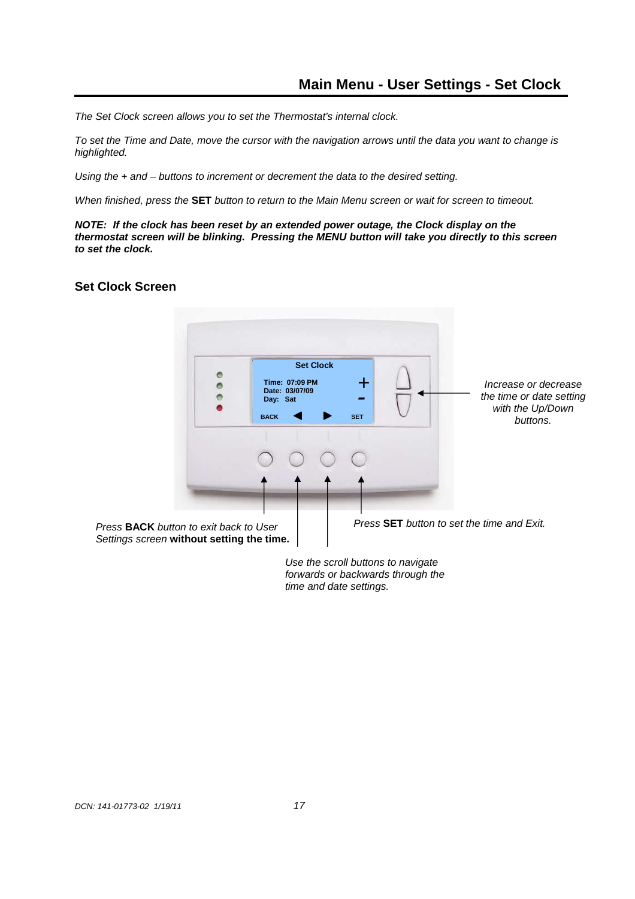# Main Menu - User Settings - Set Clock

*The Set Clock screen allows you to set the Thermostat's internal clock.*

*To set the Time and Date, move the cursor with the navigation arrows until the data you want to change is highlighted.*

*Using the + and – buttons to increment or decrement the data to the desired setting.*

*When finished, press the* **SET** *button to return to the Main Menu screen or wait for screen to timeout.*

***NOTE: If the clock has been reset by an extended power outage, the Clock display on the thermostat screen will be blinking. Pressing the MENU button will take you directly to this screen to set the clock.***

## Set Clock Screen

Set Clock

Time: 07:09 PM
Date: 03/07/09
Day: Sat

BACK ◀ ▶ SET

*Increase or decrease the time or date setting with the Up/Down buttons.*

*Press* **BACK** *button to exit back to User Settings screen* **without setting the time.**

*Press* **SET** *button to set the time and Exit.*

*Use the scroll buttons to navigate forwards or backwards through the time and date settings.*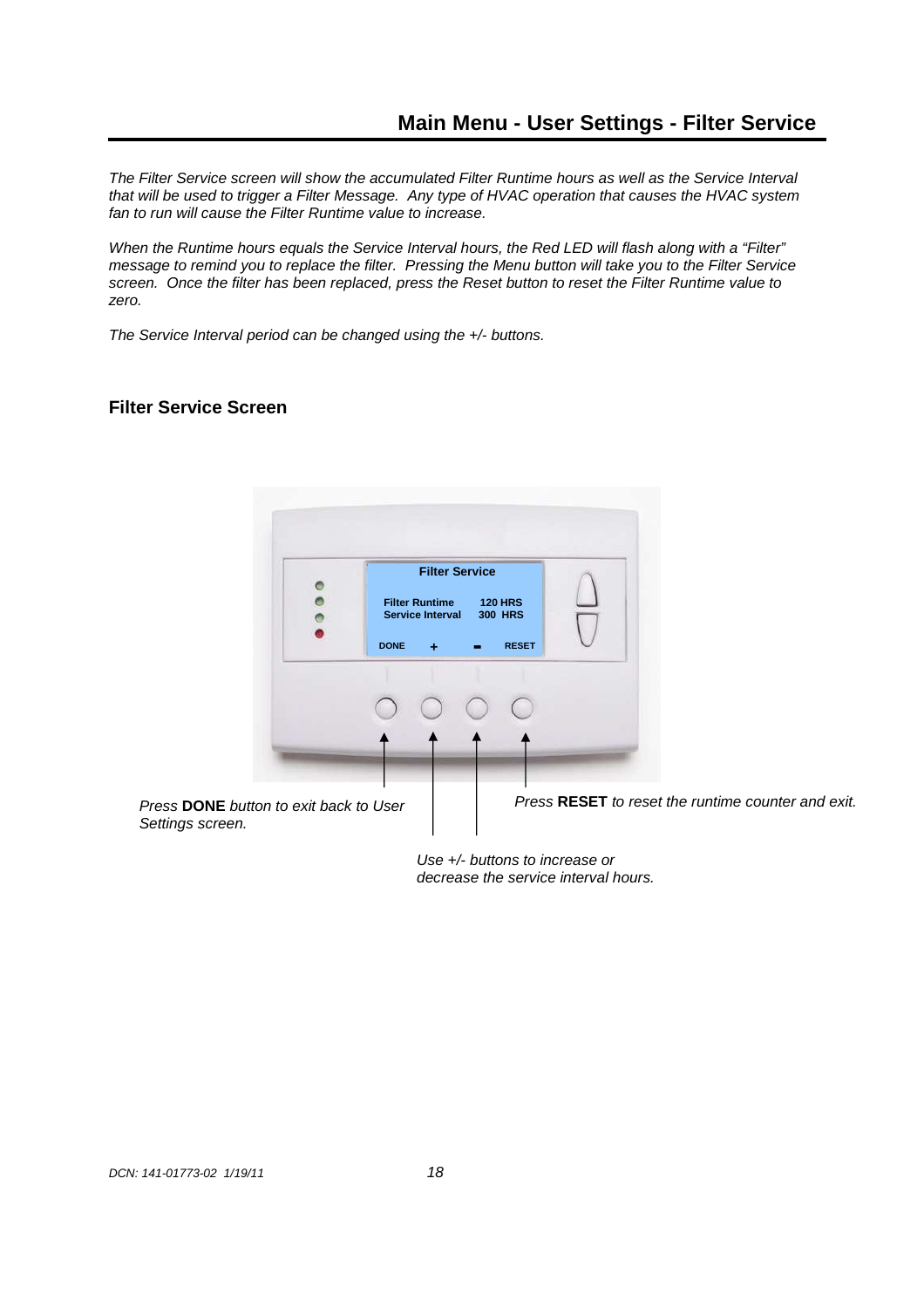## Main Menu - User Settings - Filter Service

*The Filter Service screen will show the accumulated Filter Runtime hours as well as the Service Interval that will be used to trigger a Filter Message. Any type of HVAC operation that causes the HVAC system fan to run will cause the Filter Runtime value to increase.*

*When the Runtime hours equals the Service Interval hours, the Red LED will flash along with a "Filter" message to remind you to replace the filter. Pressing the Menu button will take you to the Filter Service screen. Once the filter has been replaced, press the Reset button to reset the Filter Runtime value to zero.*

*The Service Interval period can be changed using the +/- buttons.*

### Filter Service Screen

Filter Service

Filter Runtime 120 HRS
Service Interval 300 HRS

DONE + - RESET

*Press **DONE** button to exit back to User Settings screen.*

*Press **RESET** to reset the runtime counter and exit.*

*Use +/- buttons to increase or decrease the service interval hours.*

*DCN: 141-01773-02 1/19/11*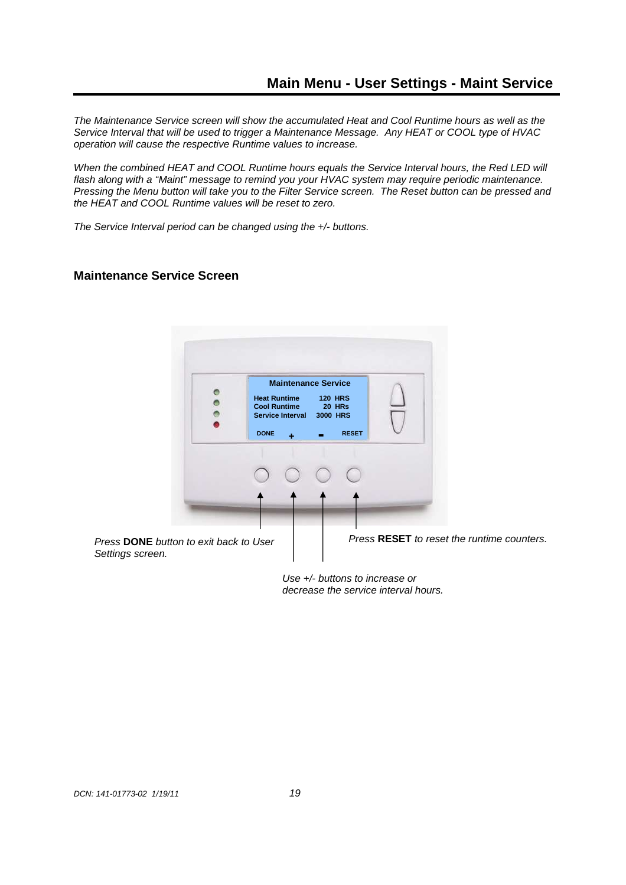## Main Menu - User Settings - Maint Service

*The Maintenance Service screen will show the accumulated Heat and Cool Runtime hours as well as the Service Interval that will be used to trigger a Maintenance Message. Any HEAT or COOL type of HVAC operation will cause the respective Runtime values to increase.*

*When the combined HEAT and COOL Runtime hours equals the Service Interval hours, the Red LED will flash along with a "Maint" message to remind you your HVAC system may require periodic maintenance. Pressing the Menu button will take you to the Filter Service screen. The Reset button can be pressed and the HEAT and COOL Runtime values will be reset to zero.*

*The Service Interval period can be changed using the +/- buttons.*

### Maintenance Service Screen

**Maintenance Service**

**Heat Runtime 120 HRS**
**Cool Runtime 20 HRs**
**Service Interval 3000 HRS**

**DONE + - RESET**

*Press* **DONE** *button to exit back to User Settings screen.*

*Use +/- buttons to increase or decrease the service interval hours.*

*Press* **RESET** *to reset the runtime counters.*

*DCN: 141-01773-02 1/19/11*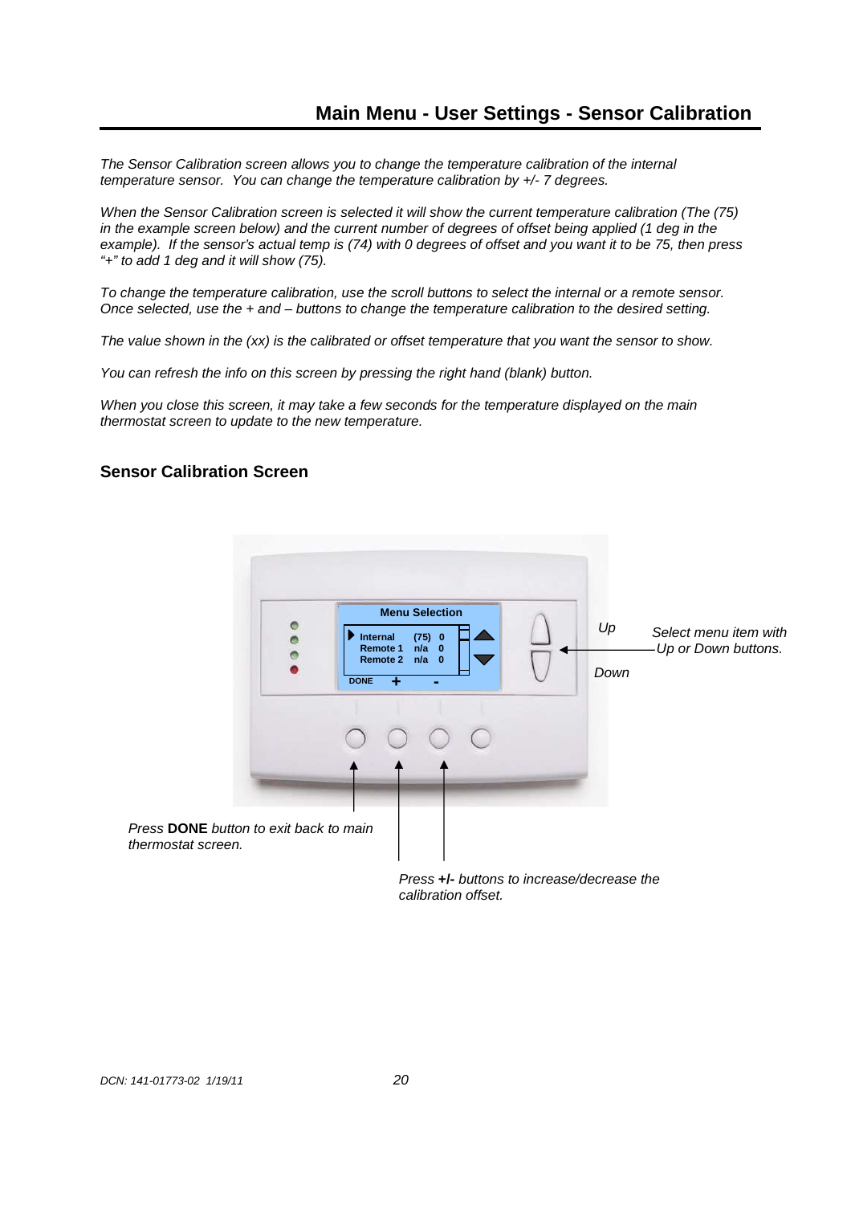## Main Menu - User Settings - Sensor Calibration

*The Sensor Calibration screen allows you to change the temperature calibration of the internal temperature sensor. You can change the temperature calibration by +/- 7 degrees.*

*When the Sensor Calibration screen is selected it will show the current temperature calibration (The (75) in the example screen below) and the current number of degrees of offset being applied (1 deg in the example). If the sensor's actual temp is (74) with 0 degrees of offset and you want it to be 75, then press "+" to add 1 deg and it will show (75).*

*To change the temperature calibration, use the scroll buttons to select the internal or a remote sensor. Once selected, use the + and – buttons to change the temperature calibration to the desired setting.*

*The value shown in the (xx) is the calibrated or offset temperature that you want the sensor to show.*

*You can refresh the info on this screen by pressing the right hand (blank) button.*

*When you close this screen, it may take a few seconds for the temperature displayed on the main thermostat screen to update to the new temperature.*

### Sensor Calibration Screen

Menu Selection

| | | |
|---|---|---|
| Internal | (75) | 0 |
| Remote 1 | n/a | 0 |
| Remote 2 | n/a | 0 |

DONE + -

*Up*

*Down*

*Select menu item with Up or Down buttons.*

*Press* **DONE** *button to exit back to main thermostat screen.*

*Press* **+/-** *buttons to increase/decrease the calibration offset.*

*DCN: 141-01773-02 1/19/11*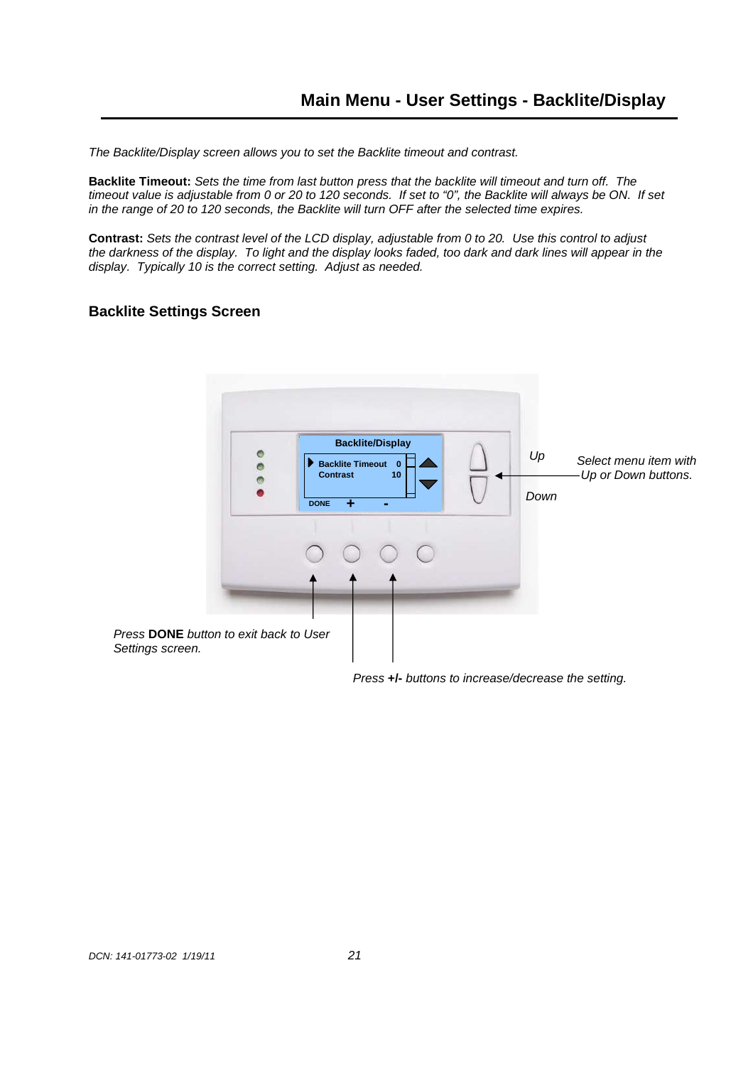## Main Menu - User Settings - Backlite/Display

*The Backlite/Display screen allows you to set the Backlite timeout and contrast.*

**Backlite Timeout:** *Sets the time from last button press that the backlite will timeout and turn off. The timeout value is adjustable from 0 or 20 to 120 seconds. If set to "0", the Backlite will always be ON. If set in the range of 20 to 120 seconds, the Backlite will turn OFF after the selected time expires.*

**Contrast:** *Sets the contrast level of the LCD display, adjustable from 0 to 20. Use this control to adjust the darkness of the display. To light and the display looks faded, too dark and dark lines will appear in the display. Typically 10 is the correct setting. Adjust as needed.*

### Backlite Settings Screen

Backlite/Display

Backlite Timeout 0
Contrast 10

DONE + -

*Up*

*Down*

*Select menu item with Up or Down buttons.*

*Press* **DONE** *button to exit back to User Settings screen.*

*Press* **+/-** *buttons to increase/decrease the setting.*

*DCN: 141-01773-02 1/19/11*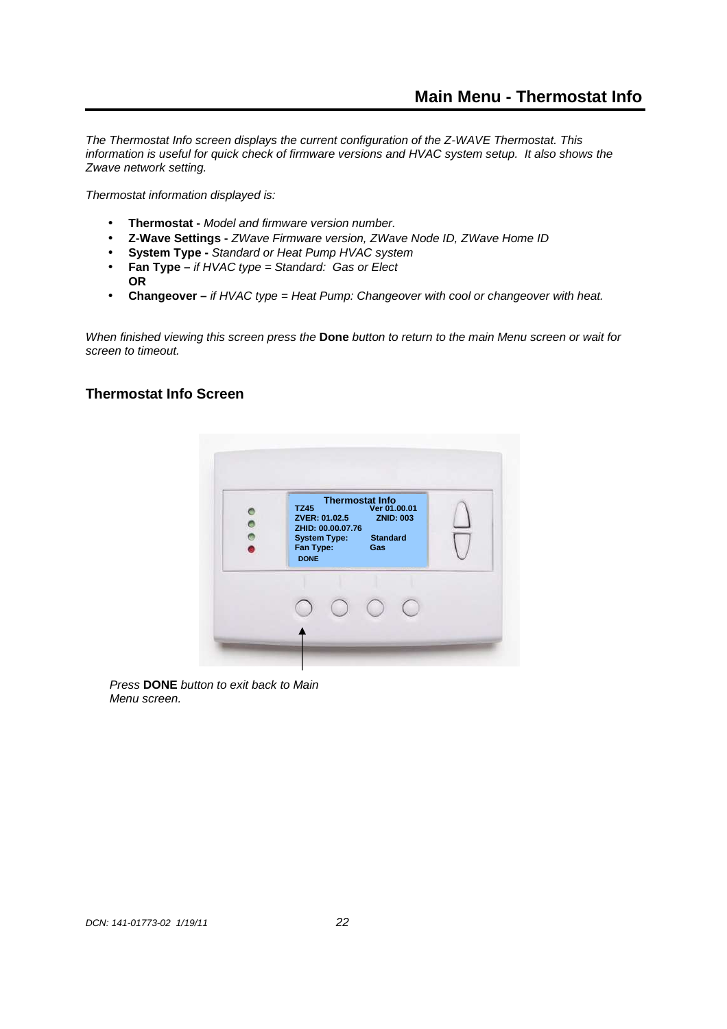## Main Menu - Thermostat Info

*The Thermostat Info screen displays the current configuration of the Z-WAVE Thermostat. This information is useful for quick check of firmware versions and HVAC system setup. It also shows the Zwave network setting.*

*Thermostat information displayed is:*

- **Thermostat -** *Model and firmware version number.*
- **Z-Wave Settings -** *ZWave Firmware version, ZWave Node ID, ZWave Home ID*
- **System Type -** *Standard or Heat Pump HVAC system*
- **Fan Type –** *if HVAC type = Standard: Gas or Elect*
  **OR**
- **Changeover –** *if HVAC type = Heat Pump: Changeover with cool or changeover with heat.*

*When finished viewing this screen press the* **Done** *button to return to the main Menu screen or wait for screen to timeout.*

### Thermostat Info Screen

Thermostat Info
TZ45 Ver 01.00.01
ZVER: 01.02.5 ZNID: 003
ZHID: 00.00.07.76
System Type: Standard
Fan Type: Gas
DONE

*Press* **DONE** *button to exit back to Main Menu screen.*

DCN: 141-01773-02 1/19/11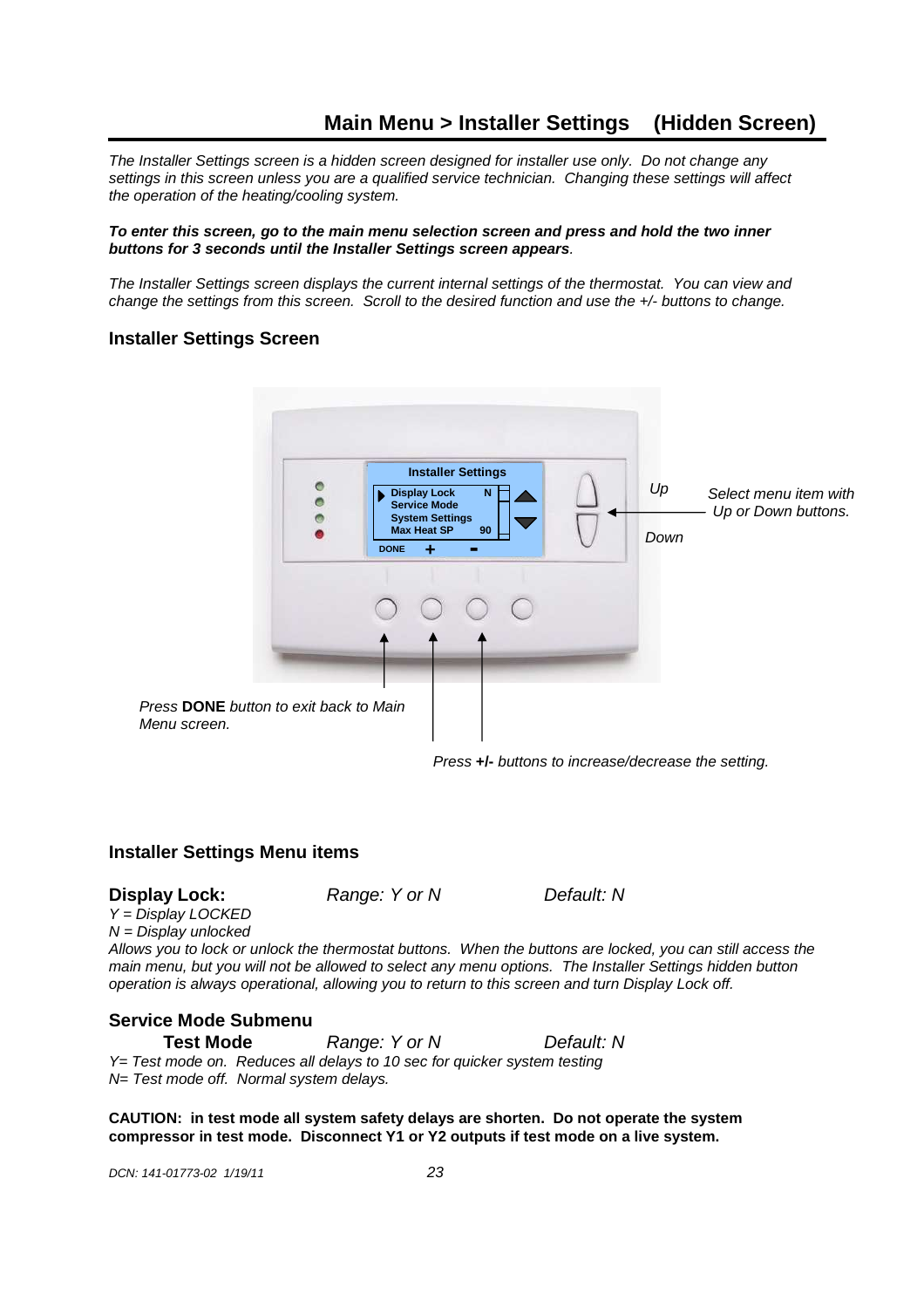## Main Menu > Installer Settings (Hidden Screen)

*The Installer Settings screen is a hidden screen designed for installer use only. Do not change any settings in this screen unless you are a qualified service technician. Changing these settings will affect the operation of the heating/cooling system.*

***To enter this screen, go to the main menu selection screen and press and hold the two inner buttons for 3 seconds until the Installer Settings screen appears.***

*The Installer Settings screen displays the current internal settings of the thermostat. You can view and change the settings from this screen. Scroll to the desired function and use the +/- buttons to change.*

### Installer Settings Screen

Installer Settings
- Display Lock N
- Service Mode
- System Settings
- Max Heat SP 90

DONE + -

*Up* / *Down* — *Select menu item with Up or Down buttons.*

*Press* **DONE** *button to exit back to Main Menu screen.*

*Press* **+/-** *buttons to increase/decrease the setting.*

### Installer Settings Menu items

**Display Lock:** *Range: Y or N* *Default: N*

*Y = Display LOCKED*
*N = Display unlocked*
*Allows you to lock or unlock the thermostat buttons. When the buttons are locked, you can still access the main menu, but you will not be allowed to select any menu options. The Installer Settings hidden button operation is always operational, allowing you to return to this screen and turn Display Lock off.*

### Service Mode Submenu

**Test Mode** *Range: Y or N* *Default: N*

*Y= Test mode on. Reduces all delays to 10 sec for quicker system testing*
*N= Test mode off. Normal system delays.*

**CAUTION: in test mode all system safety delays are shorten. Do not operate the system compressor in test mode. Disconnect Y1 or Y2 outputs if test mode on a live system.**

*DCN: 141-01773-02 1/19/11*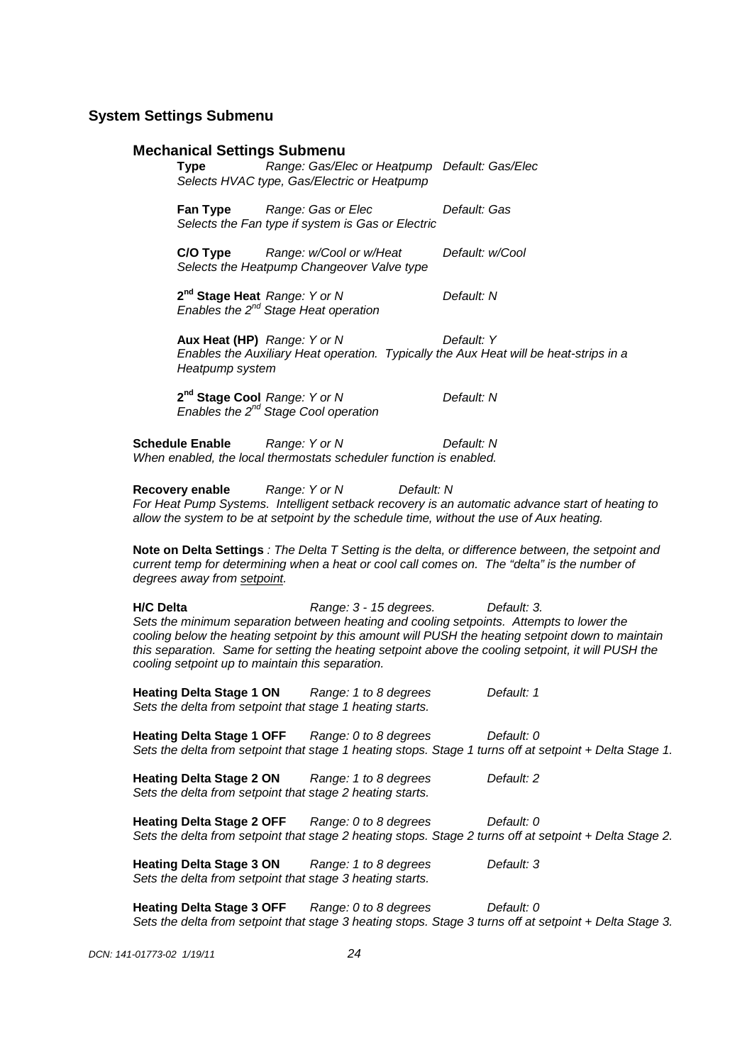## System Settings Submenu

### Mechanical Settings Submenu

**Type** *Range: Gas/Elec or Heatpump Default: Gas/Elec*
*Selects HVAC type, Gas/Electric or Heatpump*

**Fan Type** *Range: Gas or Elec Default: Gas*
*Selects the Fan type if system is Gas or Electric*

**C/O Type** *Range: w/Cool or w/Heat Default: w/Cool*
*Selects the Heatpump Changeover Valve type*

**2nd Stage Heat** *Range: Y or N Default: N*
*Enables the 2nd Stage Heat operation*

**Aux Heat (HP)** *Range: Y or N Default: Y*
*Enables the Auxiliary Heat operation. Typically the Aux Heat will be heat-strips in a Heatpump system*

**2nd Stage Cool** *Range: Y or N Default: N*
*Enables the 2nd Stage Cool operation*

**Schedule Enable** *Range: Y or N Default: N*
*When enabled, the local thermostats scheduler function is enabled.*

**Recovery enable** *Range: Y or N Default: N*
*For Heat Pump Systems. Intelligent setback recovery is an automatic advance start of heating to allow the system to be at setpoint by the schedule time, without the use of Aux heating.*

**Note on Delta Settings** *: The Delta T Setting is the delta, or difference between, the setpoint and current temp for determining when a heat or cool call comes on. The "delta" is the number of degrees away from setpoint.*

**H/C Delta** *Range: 3 - 15 degrees. Default: 3.*
*Sets the minimum separation between heating and cooling setpoints. Attempts to lower the cooling below the heating setpoint by this amount will PUSH the heating setpoint down to maintain this separation. Same for setting the heating setpoint above the cooling setpoint, it will PUSH the cooling setpoint up to maintain this separation.*

**Heating Delta Stage 1 ON** *Range: 1 to 8 degrees Default: 1*
*Sets the delta from setpoint that stage 1 heating starts.*

**Heating Delta Stage 1 OFF** *Range: 0 to 8 degrees Default: 0*
*Sets the delta from setpoint that stage 1 heating stops. Stage 1 turns off at setpoint + Delta Stage 1.*

**Heating Delta Stage 2 ON** *Range: 1 to 8 degrees Default: 2*
*Sets the delta from setpoint that stage 2 heating starts.*

**Heating Delta Stage 2 OFF** *Range: 0 to 8 degrees Default: 0*
*Sets the delta from setpoint that stage 2 heating stops. Stage 2 turns off at setpoint + Delta Stage 2.*

**Heating Delta Stage 3 ON** *Range: 1 to 8 degrees Default: 3*
*Sets the delta from setpoint that stage 3 heating starts.*

**Heating Delta Stage 3 OFF** *Range: 0 to 8 degrees Default: 0*
*Sets the delta from setpoint that stage 3 heating stops. Stage 3 turns off at setpoint + Delta Stage 3.*

*DCN: 141-01773-02 1/19/11*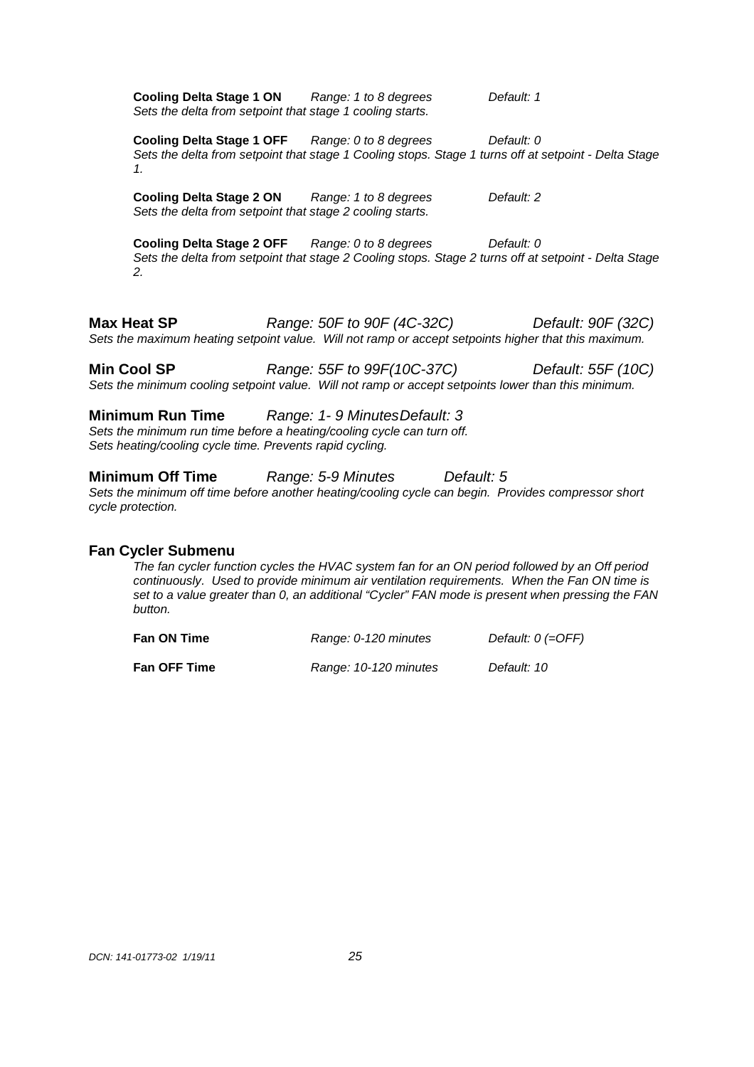**Cooling Delta Stage 1 ON** *Range: 1 to 8 degrees* *Default: 1*
*Sets the delta from setpoint that stage 1 cooling starts.*

**Cooling Delta Stage 1 OFF** *Range: 0 to 8 degrees* *Default: 0*
*Sets the delta from setpoint that stage 1 Cooling stops. Stage 1 turns off at setpoint - Delta Stage 1.*

**Cooling Delta Stage 2 ON** *Range: 1 to 8 degrees* *Default: 2*
*Sets the delta from setpoint that stage 2 cooling starts.*

**Cooling Delta Stage 2 OFF** *Range: 0 to 8 degrees* *Default: 0*
*Sets the delta from setpoint that stage 2 Cooling stops. Stage 2 turns off at setpoint - Delta Stage 2.*

**Max Heat SP** *Range: 50F to 90F (4C-32C)* *Default: 90F (32C)*
*Sets the maximum heating setpoint value. Will not ramp or accept setpoints higher that this maximum.*

**Min Cool SP** *Range: 55F to 99F(10C-37C)* *Default: 55F (10C)*
*Sets the minimum cooling setpoint value. Will not ramp or accept setpoints lower than this minimum.*

**Minimum Run Time** *Range: 1- 9 Minutes* *Default: 3*
*Sets the minimum run time before a heating/cooling cycle can turn off.*
*Sets heating/cooling cycle time. Prevents rapid cycling.*

**Minimum Off Time** *Range: 5-9 Minutes* *Default: 5*
*Sets the minimum off time before another heating/cooling cycle can begin. Provides compressor short cycle protection.*

### Fan Cycler Submenu

*The fan cycler function cycles the HVAC system fan for an ON period followed by an Off period continuously. Used to provide minimum air ventilation requirements. When the Fan ON time is set to a value greater than 0, an additional "Cycler" FAN mode is present when pressing the FAN button.*

| | | |
|---|---|---|
| **Fan ON Time** | *Range: 0-120 minutes* | *Default: 0 (=OFF)* |
| **Fan OFF Time** | *Range: 10-120 minutes* | *Default: 10* |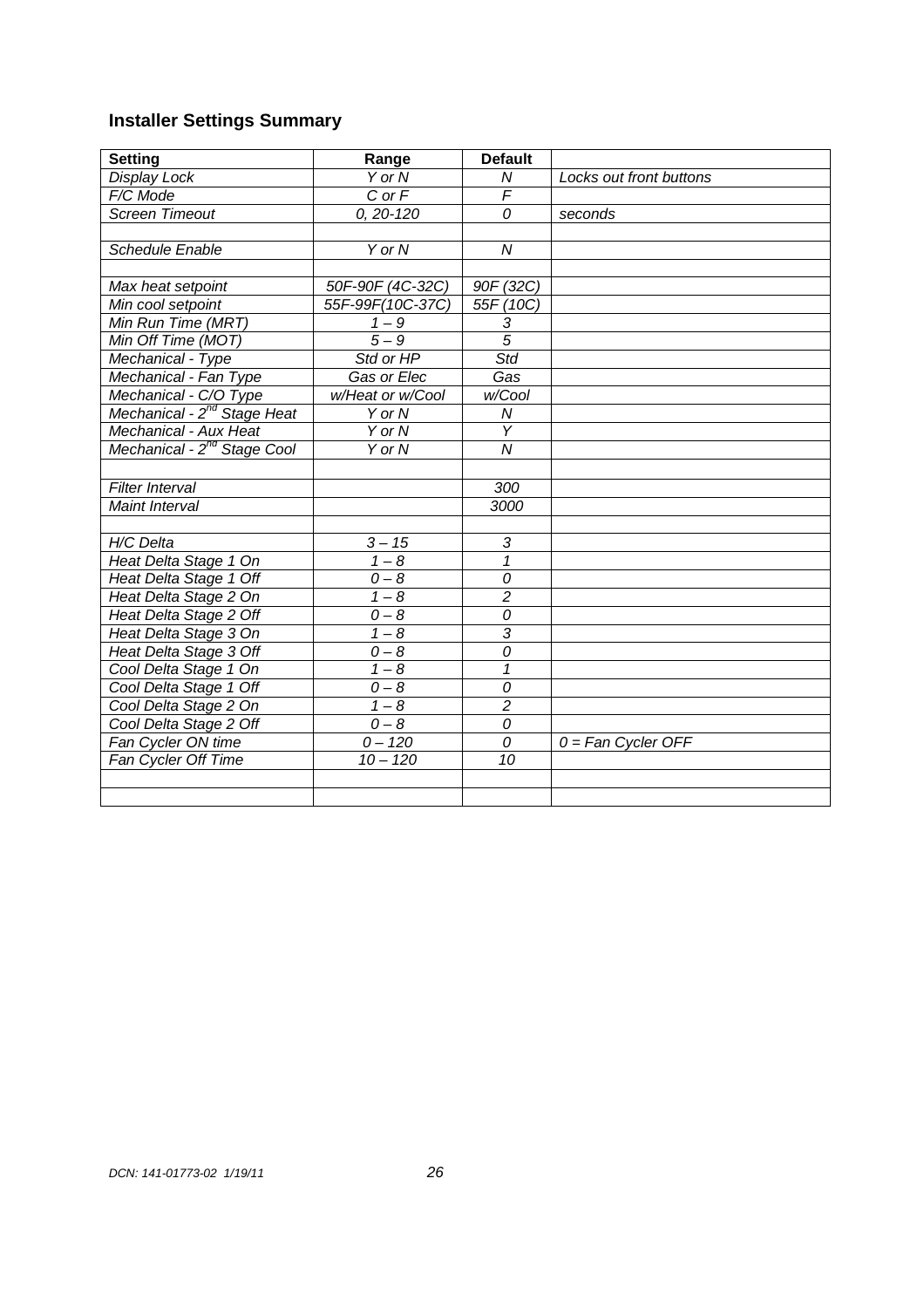## Installer Settings Summary

| Setting | Range | Default | |
|---|---|---|---|
| *Display Lock* | *Y or N* | *N* | *Locks out front buttons* |
| *F/C Mode* | *C or F* | *F* | |
| *Screen Timeout* | *0, 20-120* | *0* | *seconds* |
| | | | |
| *Schedule Enable* | *Y or N* | *N* | |
| | | | |
| *Max heat setpoint* | *50F-90F (4C-32C)* | *90F (32C)* | |
| *Min cool setpoint* | *55F-99F(10C-37C)* | *55F (10C)* | |
| *Min Run Time (MRT)* | *1 – 9* | *3* | |
| *Min Off Time (MOT)* | *5 – 9* | *5* | |
| *Mechanical - Type* | *Std or HP* | *Std* | |
| *Mechanical - Fan Type* | *Gas or Elec* | *Gas* | |
| *Mechanical - C/O Type* | *w/Heat or w/Cool* | *w/Cool* | |
| *Mechanical - 2nd Stage Heat* | *Y or N* | *N* | |
| *Mechanical - Aux Heat* | *Y or N* | *Y* | |
| *Mechanical - 2nd Stage Cool* | *Y or N* | *N* | |
| | | | |
| *Filter Interval* | | *300* | |
| *Maint Interval* | | *3000* | |
| | | | |
| *H/C Delta* | *3 – 15* | *3* | |
| *Heat Delta Stage 1 On* | *1 – 8* | *1* | |
| *Heat Delta Stage 1 Off* | *0 – 8* | *0* | |
| *Heat Delta Stage 2 On* | *1 – 8* | *2* | |
| *Heat Delta Stage 2 Off* | *0 – 8* | *0* | |
| *Heat Delta Stage 3 On* | *1 – 8* | *3* | |
| *Heat Delta Stage 3 Off* | *0 – 8* | *0* | |
| *Cool Delta Stage 1 On* | *1 – 8* | *1* | |
| *Cool Delta Stage 1 Off* | *0 – 8* | *0* | |
| *Cool Delta Stage 2 On* | *1 – 8* | *2* | |
| *Cool Delta Stage 2 Off* | *0 – 8* | *0* | |
| *Fan Cycler ON time* | *0 – 120* | *0* | *0 = Fan Cycler OFF* |
| *Fan Cycler Off Time* | *10 – 120* | *10* | |
| | | | |
| | | | |

*DCN: 141-01773-02 1/19/11*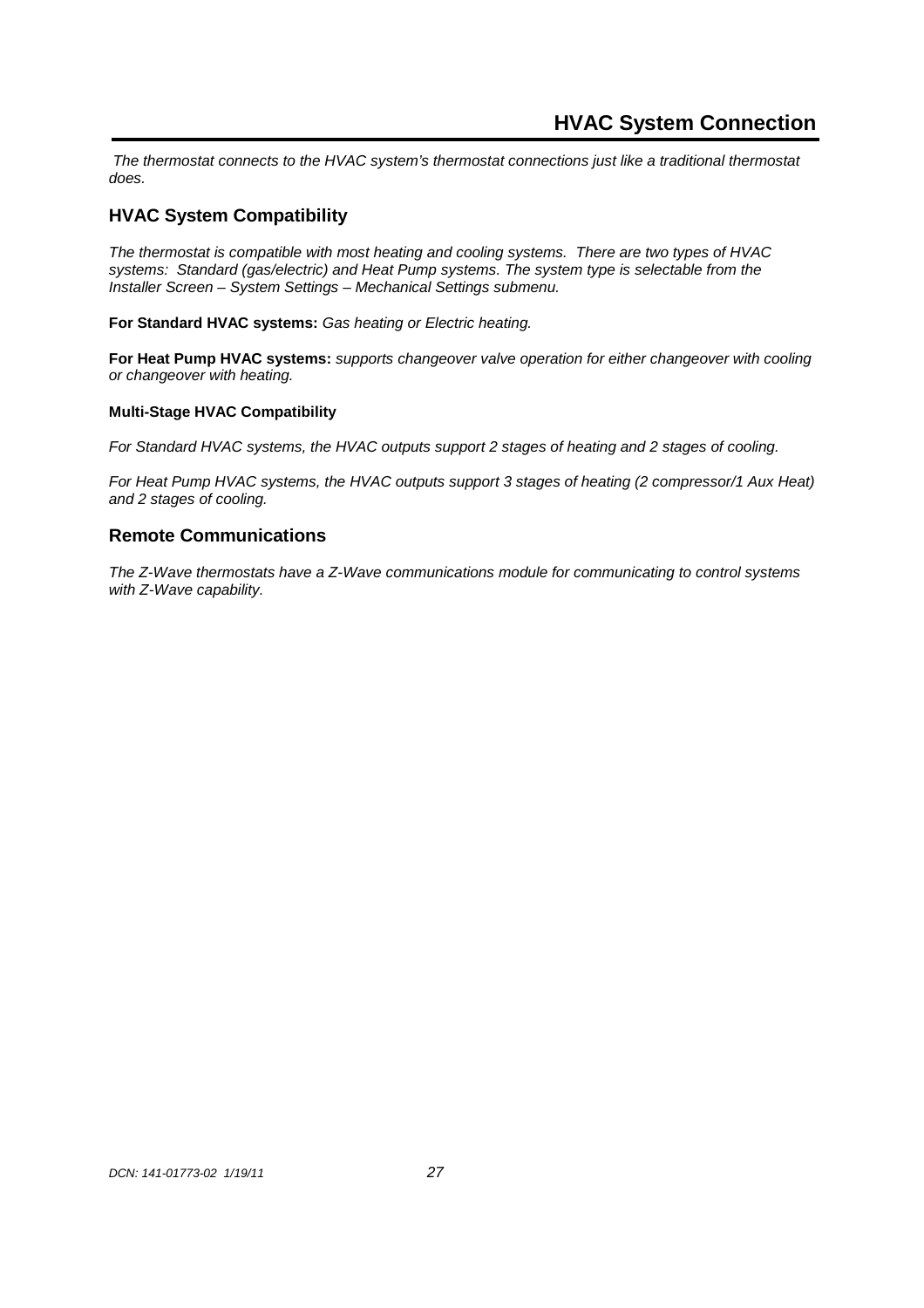# HVAC System Connection

*The thermostat connects to the HVAC system's thermostat connections just like a traditional thermostat does.*

## HVAC System Compatibility

*The thermostat is compatible with most heating and cooling systems. There are two types of HVAC systems: Standard (gas/electric) and Heat Pump systems. The system type is selectable from the Installer Screen – System Settings – Mechanical Settings submenu.*

**For Standard HVAC systems:** *Gas heating or Electric heating.*

**For Heat Pump HVAC systems:** *supports changeover valve operation for either changeover with cooling or changeover with heating.*

### Multi-Stage HVAC Compatibility

*For Standard HVAC systems, the HVAC outputs support 2 stages of heating and 2 stages of cooling.*

*For Heat Pump HVAC systems, the HVAC outputs support 3 stages of heating (2 compressor/1 Aux Heat) and 2 stages of cooling.*

## Remote Communications

*The Z-Wave thermostats have a Z-Wave communications module for communicating to control systems with Z-Wave capability.*

*DCN: 141-01773-02 1/19/11*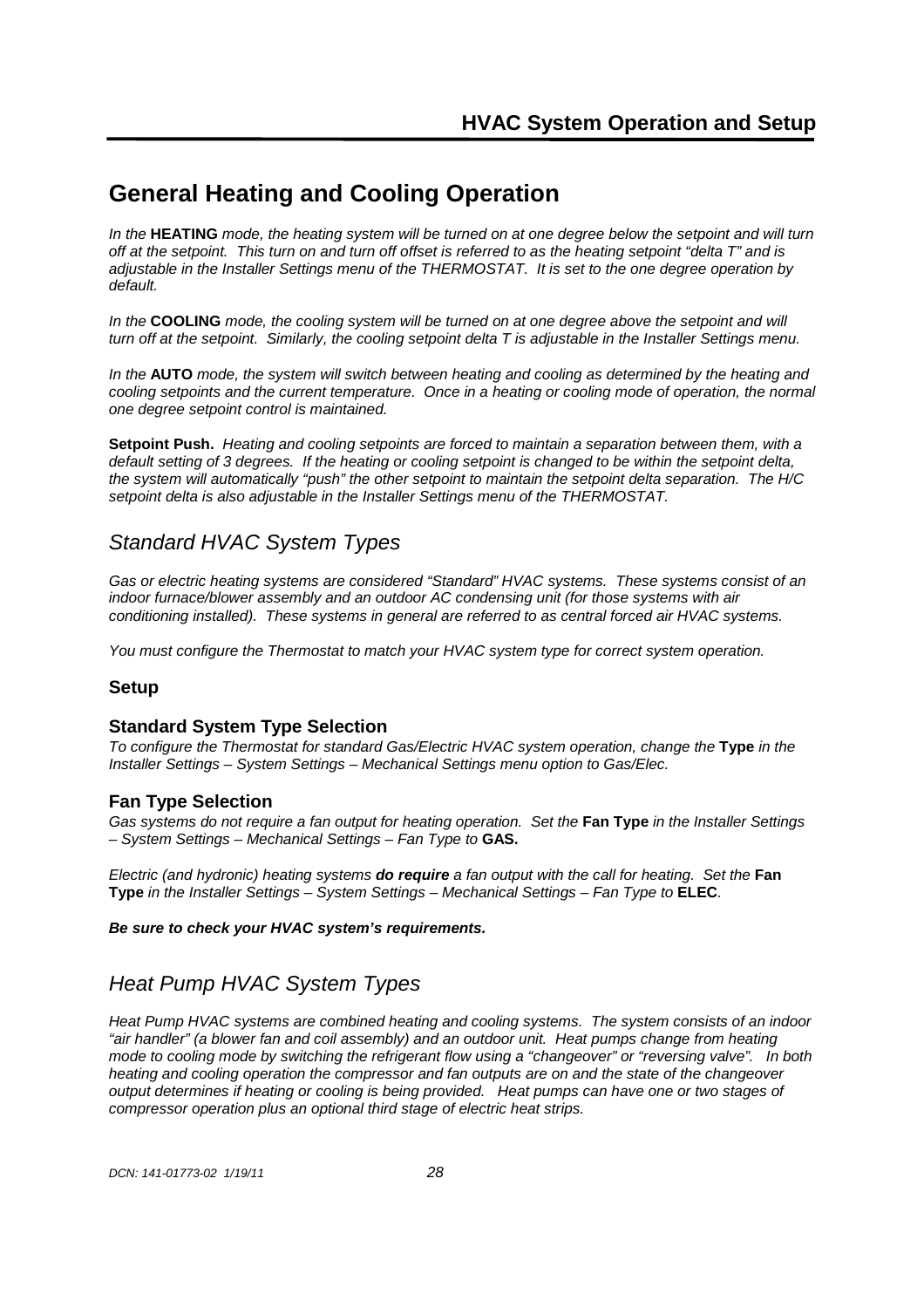# General Heating and Cooling Operation

*In the* **HEATING** *mode, the heating system will be turned on at one degree below the setpoint and will turn off at the setpoint. This turn on and turn off offset is referred to as the heating setpoint "delta T" and is adjustable in the Installer Settings menu of the THERMOSTAT. It is set to the one degree operation by default.*

*In the* **COOLING** *mode, the cooling system will be turned on at one degree above the setpoint and will turn off at the setpoint. Similarly, the cooling setpoint delta T is adjustable in the Installer Settings menu.*

*In the* **AUTO** *mode, the system will switch between heating and cooling as determined by the heating and cooling setpoints and the current temperature. Once in a heating or cooling mode of operation, the normal one degree setpoint control is maintained.*

**Setpoint Push.** *Heating and cooling setpoints are forced to maintain a separation between them, with a default setting of 3 degrees. If the heating or cooling setpoint is changed to be within the setpoint delta, the system will automatically "push" the other setpoint to maintain the setpoint delta separation. The H/C setpoint delta is also adjustable in the Installer Settings menu of the THERMOSTAT.*

## *Standard HVAC System Types*

*Gas or electric heating systems are considered "Standard" HVAC systems. These systems consist of an indoor furnace/blower assembly and an outdoor AC condensing unit (for those systems with air conditioning installed). These systems in general are referred to as central forced air HVAC systems.*

*You must configure the Thermostat to match your HVAC system type for correct system operation.*

### Setup

### Standard System Type Selection

*To configure the Thermostat for standard Gas/Electric HVAC system operation, change the* **Type** *in the Installer Settings – System Settings – Mechanical Settings menu option to Gas/Elec.*

### Fan Type Selection

*Gas systems do not require a fan output for heating operation. Set the* **Fan Type** *in the Installer Settings – System Settings – Mechanical Settings – Fan Type to* **GAS.**

*Electric (and hydronic) heating systems* ***do require*** *a fan output with the call for heating. Set the* **Fan Type** *in the Installer Settings – System Settings – Mechanical Settings – Fan Type to* **ELEC**.

***Be sure to check your HVAC system's requirements.***

## *Heat Pump HVAC System Types*

*Heat Pump HVAC systems are combined heating and cooling systems. The system consists of an indoor "air handler" (a blower fan and coil assembly) and an outdoor unit. Heat pumps change from heating mode to cooling mode by switching the refrigerant flow using a "changeover" or "reversing valve". In both heating and cooling operation the compressor and fan outputs are on and the state of the changeover output determines if heating or cooling is being provided. Heat pumps can have one or two stages of compressor operation plus an optional third stage of electric heat strips.*

*DCN: 141-01773-02 1/19/11*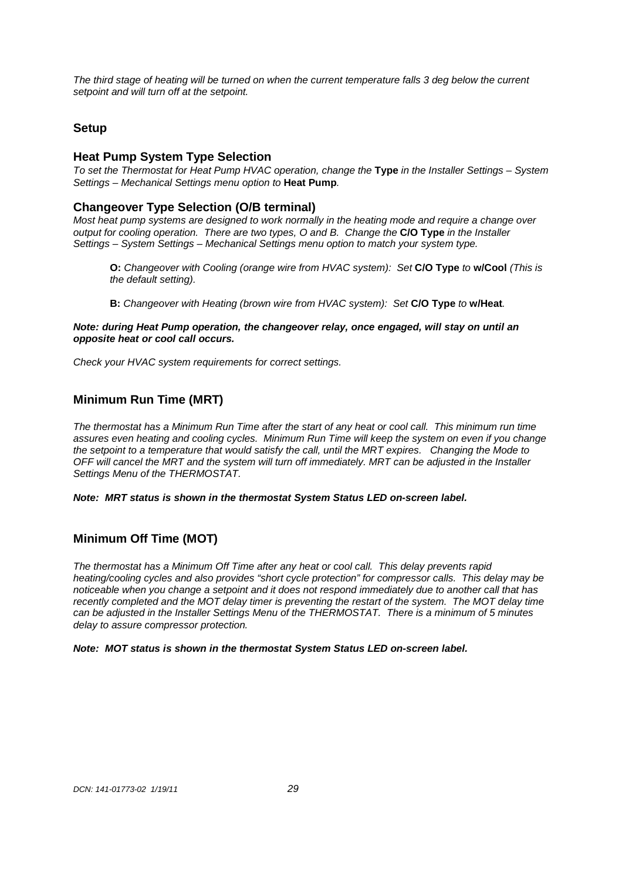*The third stage of heating will be turned on when the current temperature falls 3 deg below the current setpoint and will turn off at the setpoint.*

## Setup

### Heat Pump System Type Selection

*To set the Thermostat for Heat Pump HVAC operation, change the* **Type** *in the Installer Settings – System Settings – Mechanical Settings menu option to* **Heat Pump***.*

### Changeover Type Selection (O/B terminal)

*Most heat pump systems are designed to work normally in the heating mode and require a change over output for cooling operation. There are two types, O and B. Change the* **C/O Type** *in the Installer Settings – System Settings – Mechanical Settings menu option to match your system type.*

> **O:** *Changeover with Cooling (orange wire from HVAC system): Set* **C/O Type** *to* **w/Cool** *(This is the default setting).*
>
> **B:** *Changeover with Heating (brown wire from HVAC system): Set* **C/O Type** *to* **w/Heat***.*

***Note: during Heat Pump operation, the changeover relay, once engaged, will stay on until an opposite heat or cool call occurs.***

*Check your HVAC system requirements for correct settings.*

## Minimum Run Time (MRT)

*The thermostat has a Minimum Run Time after the start of any heat or cool call. This minimum run time assures even heating and cooling cycles. Minimum Run Time will keep the system on even if you change the setpoint to a temperature that would satisfy the call, until the MRT expires. Changing the Mode to OFF will cancel the MRT and the system will turn off immediately. MRT can be adjusted in the Installer Settings Menu of the THERMOSTAT.*

***Note: MRT status is shown in the thermostat System Status LED on-screen label.***

## Minimum Off Time (MOT)

*The thermostat has a Minimum Off Time after any heat or cool call. This delay prevents rapid heating/cooling cycles and also provides "short cycle protection" for compressor calls. This delay may be noticeable when you change a setpoint and it does not respond immediately due to another call that has recently completed and the MOT delay timer is preventing the restart of the system. The MOT delay time can be adjusted in the Installer Settings Menu of the THERMOSTAT. There is a minimum of 5 minutes delay to assure compressor protection.*

***Note: MOT status is shown in the thermostat System Status LED on-screen label.***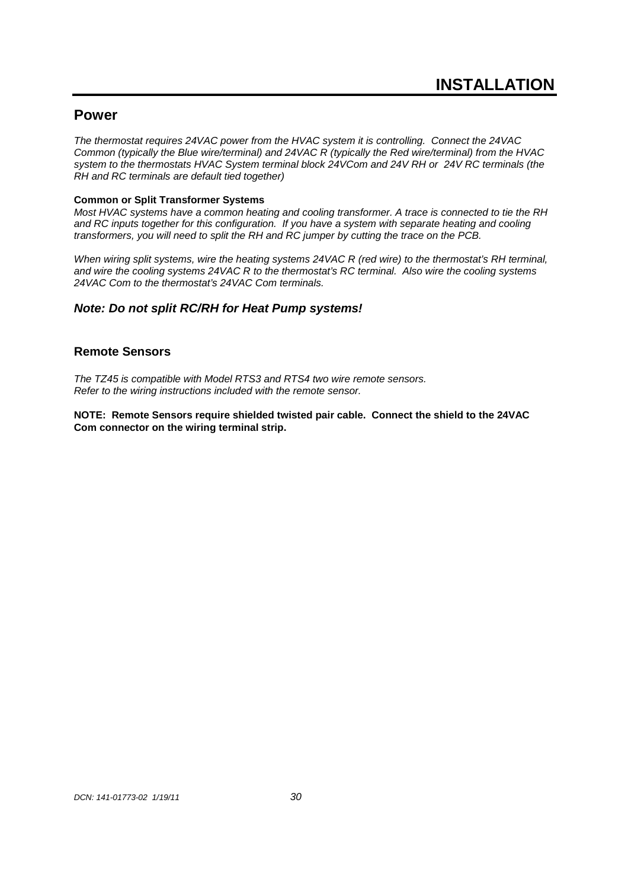# INSTALLATION

## Power

*The thermostat requires 24VAC power from the HVAC system it is controlling. Connect the 24VAC Common (typically the Blue wire/terminal) and 24VAC R (typically the Red wire/terminal) from the HVAC system to the thermostats HVAC System terminal block 24VCom and 24V RH or 24V RC terminals (the RH and RC terminals are default tied together)*

**Common or Split Transformer Systems**

*Most HVAC systems have a common heating and cooling transformer. A trace is connected to tie the RH and RC inputs together for this configuration. If you have a system with separate heating and cooling transformers, you will need to split the RH and RC jumper by cutting the trace on the PCB.*

*When wiring split systems, wire the heating systems 24VAC R (red wire) to the thermostat's RH terminal, and wire the cooling systems 24VAC R to the thermostat's RC terminal. Also wire the cooling systems 24VAC Com to the thermostat's 24VAC Com terminals.*

### *Note: Do not split RC/RH for Heat Pump systems!*

## Remote Sensors

*The TZ45 is compatible with Model RTS3 and RTS4 two wire remote sensors.*
*Refer to the wiring instructions included with the remote sensor.*

**NOTE: Remote Sensors require shielded twisted pair cable. Connect the shield to the 24VAC Com connector on the wiring terminal strip.**

DCN: 141-01773-02 1/19/11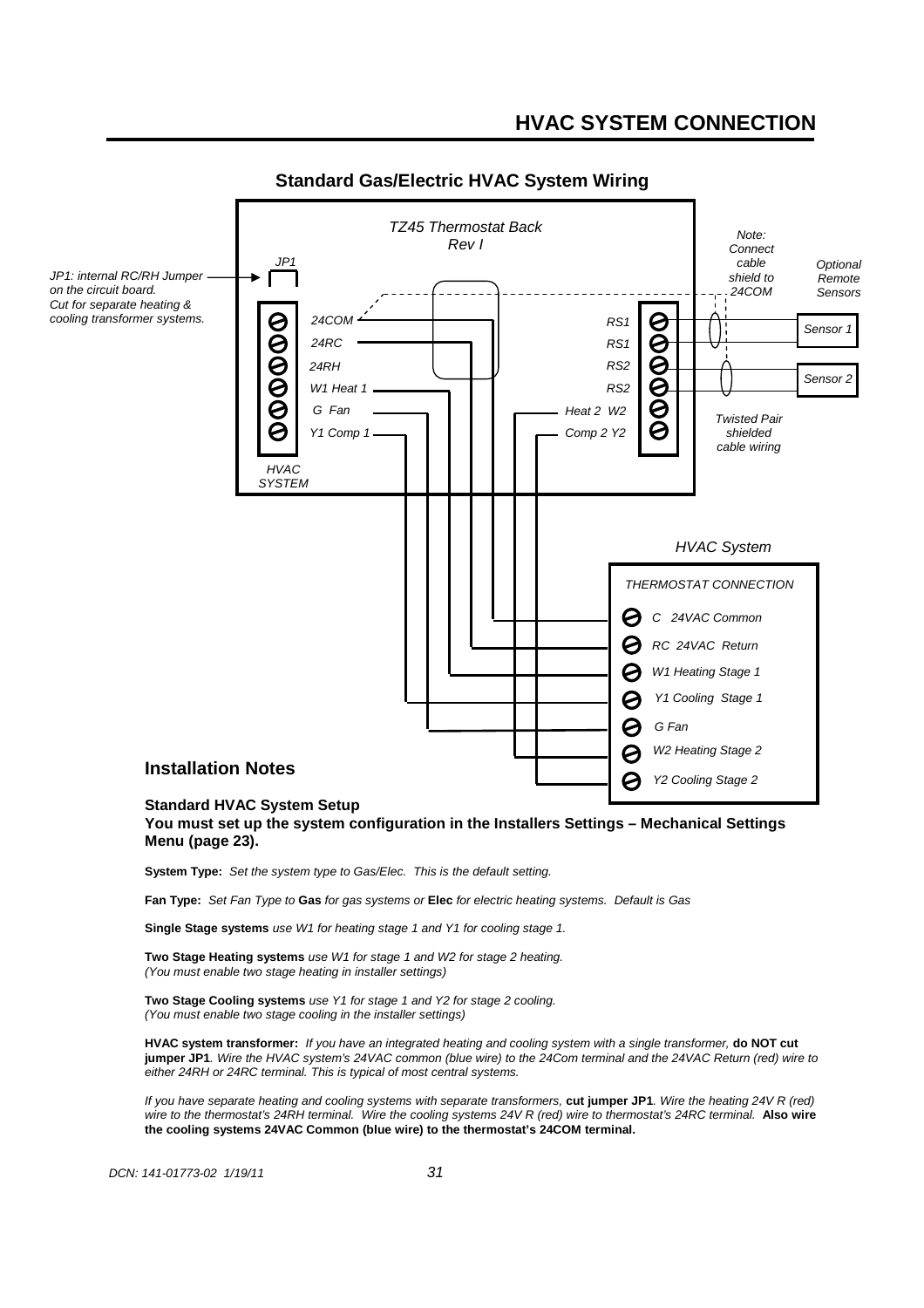# HVAC SYSTEM CONNECTION

## Standard Gas/Electric HVAC System Wiring

TZ45 Thermostat Back
Rev I

JP1: internal RC/RH Jumper on the circuit board. Cut for separate heating & cooling transformer systems.

JP1

24COM
24RC
24RH
W1 Heat 1
G Fan
Y1 Comp 1

HVAC SYSTEM

RS1
RS1
RS2
RS2
Heat 2 W2
Comp 2 Y2

Note: Connect cable shield to 24COM

Optional Remote Sensors

Sensor 1

Sensor 2

Twisted Pair shielded cable wiring

HVAC System

THERMOSTAT CONNECTION

- C 24VAC Common
- RC 24VAC Return
- W1 Heating Stage 1
- Y1 Cooling Stage 1
- G Fan
- W2 Heating Stage 2
- Y2 Cooling Stage 2

## Installation Notes

### Standard HVAC System Setup

**You must set up the system configuration in the Installers Settings – Mechanical Settings Menu (page 23).**

**System Type:** *Set the system type to Gas/Elec. This is the default setting.*

**Fan Type:** *Set Fan Type to* **Gas** *for gas systems or* **Elec** *for electric heating systems. Default is Gas*

**Single Stage systems** *use W1 for heating stage 1 and Y1 for cooling stage 1.*

**Two Stage Heating systems** *use W1 for stage 1 and W2 for stage 2 heating.*
*(You must enable two stage heating in installer settings)*

**Two Stage Cooling systems** *use Y1 for stage 1 and Y2 for stage 2 cooling.*
*(You must enable two stage cooling in the installer settings)*

**HVAC system transformer:** *If you have an integrated heating and cooling system with a single transformer,* **do NOT cut jumper JP1***. Wire the HVAC system's 24VAC common (blue wire) to the 24Com terminal and the 24VAC Return (red) wire to either 24RH or 24RC terminal. This is typical of most central systems.*

*If you have separate heating and cooling systems with separate transformers,* **cut jumper JP1***. Wire the heating 24V R (red) wire to the thermostat's 24RH terminal. Wire the cooling systems 24V R (red) wire to thermostat's 24RC terminal.* **Also wire the cooling systems 24VAC Common (blue wire) to the thermostat's 24COM terminal.**

*DCN: 141-01773-02 1/19/11*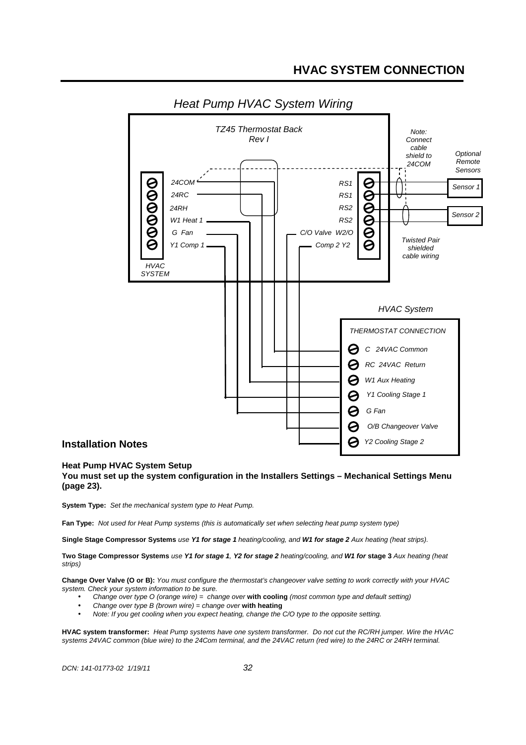## HVAC SYSTEM CONNECTION

### Heat Pump HVAC System Wiring

TZ45 Thermostat Back
Rev I

| HVAC SYSTEM terminal | Remote Sensor terminal |
|---|---|
| 24COM | RS1 |
| 24RC | RS1 |
| 24RH | RS2 |
| W1 Heat 1 | RS2 |
| G Fan | C/O Valve W2/O |
| Y1 Comp 1 | Comp 2 Y2 |

Note: Connect cable shield to 24COM

Optional Remote Sensors: Sensor 1, Sensor 2

Twisted Pair shielded cable wiring

HVAC System

THERMOSTAT CONNECTION

- C 24VAC Common
- RC 24VAC Return
- W1 Aux Heating
- Y1 Cooling Stage 1
- G Fan
- O/B Changeover Valve
- Y2 Cooling Stage 2

## Installation Notes

**Heat Pump HVAC System Setup**

**You must set up the system configuration in the Installers Settings – Mechanical Settings Menu (page 23).**

**System Type:** *Set the mechanical system type to Heat Pump.*

**Fan Type:** *Not used for Heat Pump systems (this is automatically set when selecting heat pump system type)*

**Single Stage Compressor Systems** *use* ***Y1 for stage 1*** *heating/cooling, and* ***W1 for stage 2*** *Aux heating (heat strips).*

**Two Stage Compressor Systems** *use* ***Y1 for stage 1***, ***Y2 for stage 2*** *heating/cooling, and* ***W1 for*** **stage 3** *Aux heating (heat strips)*

**Change Over Valve (O or B):** *You must configure the thermostat's changeover valve setting to work correctly with your HVAC system. Check your system information to be sure.*

- *Change over type O (orange wire) = change over* **with cooling** *(most common type and default setting)*
- *Change over type B (brown wire) = change over* **with heating**
- *Note: If you get cooling when you expect heating, change the C/O type to the opposite setting.*

**HVAC system transformer:** *Heat Pump systems have one system transformer. Do not cut the RC/RH jumper. Wire the HVAC systems 24VAC common (blue wire) to the 24Com terminal, and the 24VAC return (red wire) to the 24RC or 24RH terminal.*

DCN: 141-01773-02 1/19/11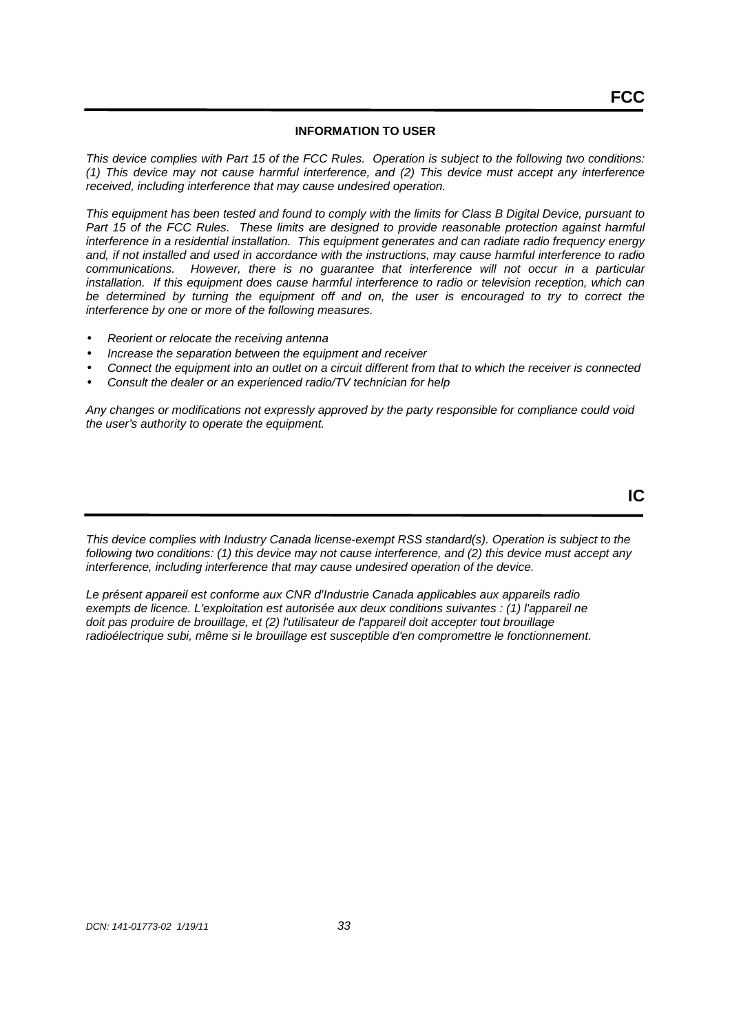# FCC

## INFORMATION TO USER

*This device complies with Part 15 of the FCC Rules. Operation is subject to the following two conditions: (1) This device may not cause harmful interference, and (2) This device must accept any interference received, including interference that may cause undesired operation.*

*This equipment has been tested and found to comply with the limits for Class B Digital Device, pursuant to Part 15 of the FCC Rules. These limits are designed to provide reasonable protection against harmful interference in a residential installation. This equipment generates and can radiate radio frequency energy and, if not installed and used in accordance with the instructions, may cause harmful interference to radio communications. However, there is no guarantee that interference will not occur in a particular installation. If this equipment does cause harmful interference to radio or television reception, which can be determined by turning the equipment off and on, the user is encouraged to try to correct the interference by one or more of the following measures.*

- *Reorient or relocate the receiving antenna*
- *Increase the separation between the equipment and receiver*
- *Connect the equipment into an outlet on a circuit different from that to which the receiver is connected*
- *Consult the dealer or an experienced radio/TV technician for help*

*Any changes or modifications not expressly approved by the party responsible for compliance could void the user's authority to operate the equipment.*

# IC

*This device complies with Industry Canada license-exempt RSS standard(s). Operation is subject to the following two conditions: (1) this device may not cause interference, and (2) this device must accept any interference, including interference that may cause undesired operation of the device.*

*Le présent appareil est conforme aux CNR d'Industrie Canada applicables aux appareils radio exempts de licence. L'exploitation est autorisée aux deux conditions suivantes : (1) l'appareil ne doit pas produire de brouillage, et (2) l'utilisateur de l'appareil doit accepter tout brouillage radioélectrique subi, même si le brouillage est susceptible d'en compromettre le fonctionnement.*

*DCN: 141-01773-02 1/19/11*